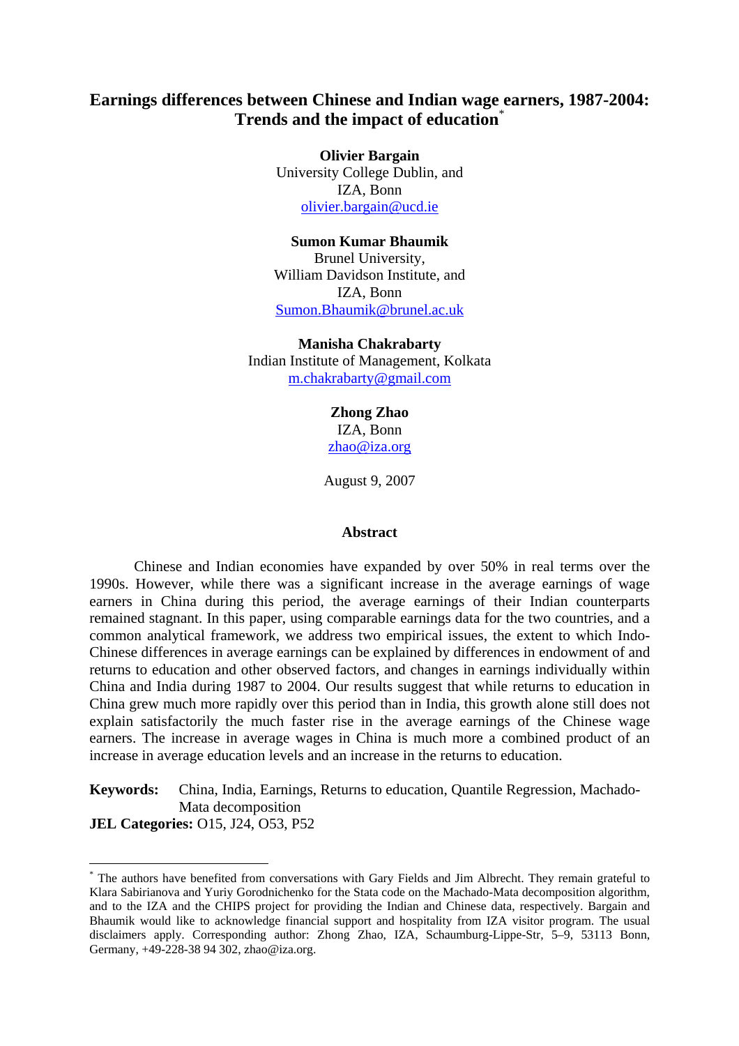# Earnings differences between Chinese and Indian wage earners, 1987-2004: Trends and the impact of education[*]

**Olivier Bargain**
University College Dublin, and
IZA, Bonn
olivier.bargain@ucd.ie

**Sumon Kumar Bhaumik**
Brunel University,
William Davidson Institute, and
IZA, Bonn
Sumon.Bhaumik@brunel.ac.uk

**Manisha Chakrabarty**
Indian Institute of Management, Kolkata
m.chakrabarty@gmail.com

**Zhong Zhao**
IZA, Bonn
zhao@iza.org

August 9, 2007

## Abstract

Chinese and Indian economies have expanded by over 50% in real terms over the 1990s. However, while there was a significant increase in the average earnings of wage earners in China during this period, the average earnings of their Indian counterparts remained stagnant. In this paper, using comparable earnings data for the two countries, and a common analytical framework, we address two empirical issues, the extent to which Indo-Chinese differences in average earnings can be explained by differences in endowment of and returns to education and other observed factors, and changes in earnings individually within China and India during 1987 to 2004. Our results suggest that while returns to education in China grew much more rapidly over this period than in India, this growth alone still does not explain satisfactorily the much faster rise in the average earnings of the Chinese wage earners. The increase in average wages in China is much more a combined product of an increase in average education levels and an increase in the returns to education.

**Keywords:** China, India, Earnings, Returns to education, Quantile Regression, Machado-Mata decomposition

**JEL Categories:** O15, J24, O53, P52

---

[*] The authors have benefited from conversations with Gary Fields and Jim Albrecht. They remain grateful to Klara Sabirianova and Yuriy Gorodnichenko for the Stata code on the Machado-Mata decomposition algorithm, and to the IZA and the CHIPS project for providing the Indian and Chinese data, respectively. Bargain and Bhaumik would like to acknowledge financial support and hospitality from IZA visitor program. The usual disclaimers apply. Corresponding author: Zhong Zhao, IZA, Schaumburg-Lippe-Str, 5–9, 53113 Bonn, Germany, +49-228-38 94 302, zhao@iza.org.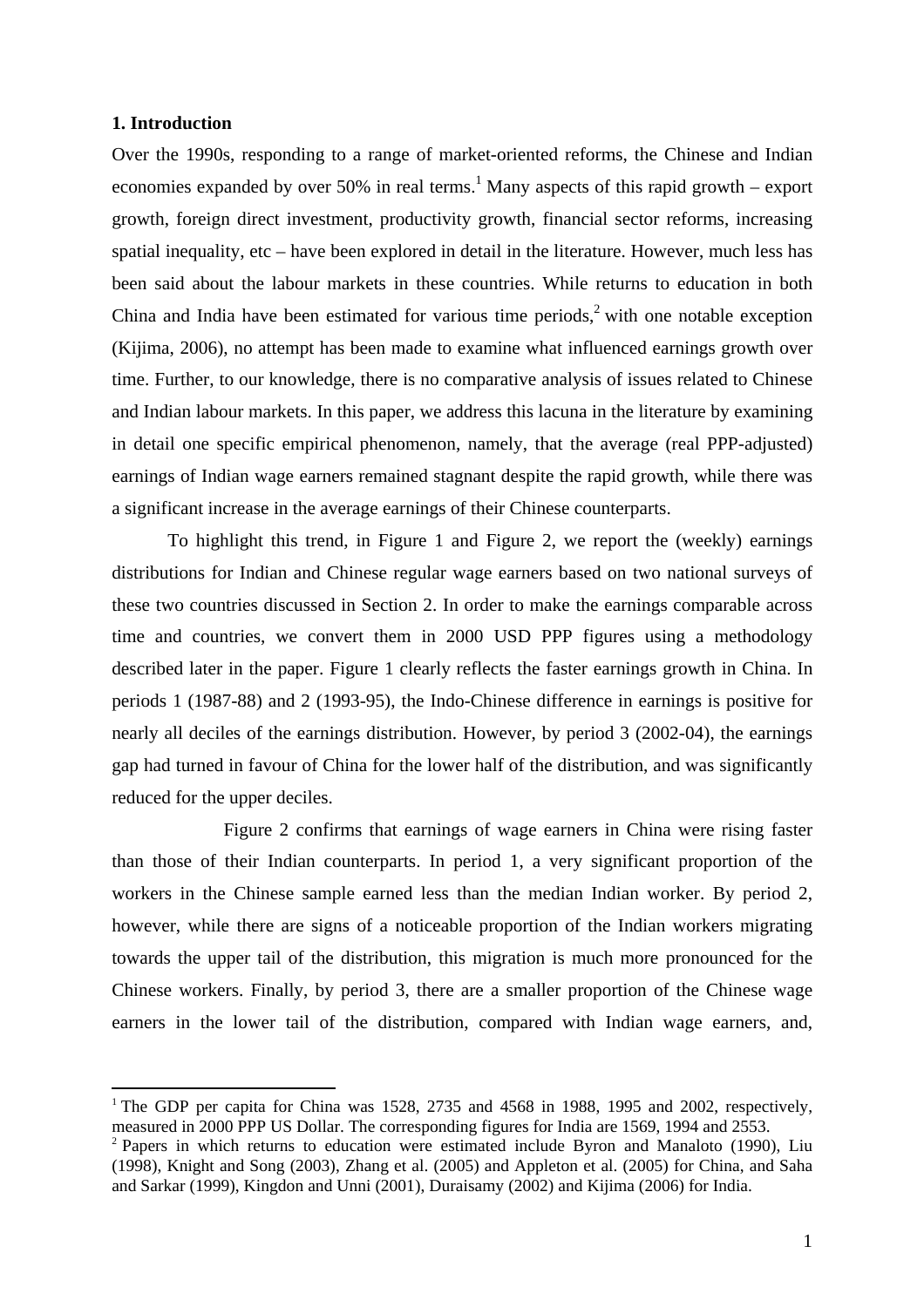## 1. Introduction

Over the 1990s, responding to a range of market-oriented reforms, the Chinese and Indian economies expanded by over 50% in real terms.[1] Many aspects of this rapid growth – export growth, foreign direct investment, productivity growth, financial sector reforms, increasing spatial inequality, etc – have been explored in detail in the literature. However, much less has been said about the labour markets in these countries. While returns to education in both China and India have been estimated for various time periods,[2] with one notable exception (Kijima, 2006), no attempt has been made to examine what influenced earnings growth over time. Further, to our knowledge, there is no comparative analysis of issues related to Chinese and Indian labour markets. In this paper, we address this lacuna in the literature by examining in detail one specific empirical phenomenon, namely, that the average (real PPP-adjusted) earnings of Indian wage earners remained stagnant despite the rapid growth, while there was a significant increase in the average earnings of their Chinese counterparts.

To highlight this trend, in Figure 1 and Figure 2, we report the (weekly) earnings distributions for Indian and Chinese regular wage earners based on two national surveys of these two countries discussed in Section 2. In order to make the earnings comparable across time and countries, we convert them in 2000 USD PPP figures using a methodology described later in the paper. Figure 1 clearly reflects the faster earnings growth in China. In periods 1 (1987-88) and 2 (1993-95), the Indo-Chinese difference in earnings is positive for nearly all deciles of the earnings distribution. However, by period 3 (2002-04), the earnings gap had turned in favour of China for the lower half of the distribution, and was significantly reduced for the upper deciles.

Figure 2 confirms that earnings of wage earners in China were rising faster than those of their Indian counterparts. In period 1, a very significant proportion of the workers in the Chinese sample earned less than the median Indian worker. By period 2, however, while there are signs of a noticeable proportion of the Indian workers migrating towards the upper tail of the distribution, this migration is much more pronounced for the Chinese workers. Finally, by period 3, there are a smaller proportion of the Chinese wage earners in the lower tail of the distribution, compared with Indian wage earners, and,

---

[1] The GDP per capita for China was 1528, 2735 and 4568 in 1988, 1995 and 2002, respectively, measured in 2000 PPP US Dollar. The corresponding figures for India are 1569, 1994 and 2553.

[2] Papers in which returns to education were estimated include Byron and Manaloto (1990), Liu (1998), Knight and Song (2003), Zhang et al. (2005) and Appleton et al. (2005) for China, and Saha and Sarkar (1999), Kingdon and Unni (2001), Duraisamy (2002) and Kijima (2006) for India.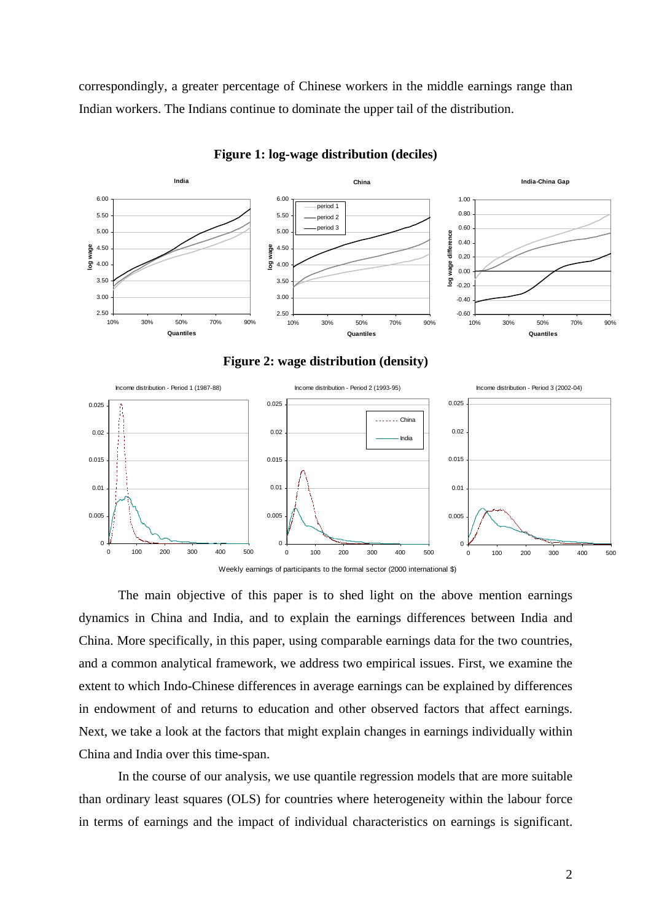correspondingly, a greater percentage of Chinese workers in the middle earnings range than Indian workers. The Indians continue to dominate the upper tail of the distribution.

**Figure 1: log-wage distribution (deciles)**

**Figure 2: wage distribution (density)**

Weekly earnings of participants to the formal sector (2000 international $)

The main objective of this paper is to shed light on the above mention earnings dynamics in China and India, and to explain the earnings differences between India and China. More specifically, in this paper, using comparable earnings data for the two countries, and a common analytical framework, we address two empirical issues. First, we examine the extent to which Indo-Chinese differences in average earnings can be explained by differences in endowment of and returns to education and other observed factors that affect earnings. Next, we take a look at the factors that might explain changes in earnings individually within China and India over this time-span.

In the course of our analysis, we use quantile regression models that are more suitable than ordinary least squares (OLS) for countries where heterogeneity within the labour force in terms of earnings and the impact of individual characteristics on earnings is significant.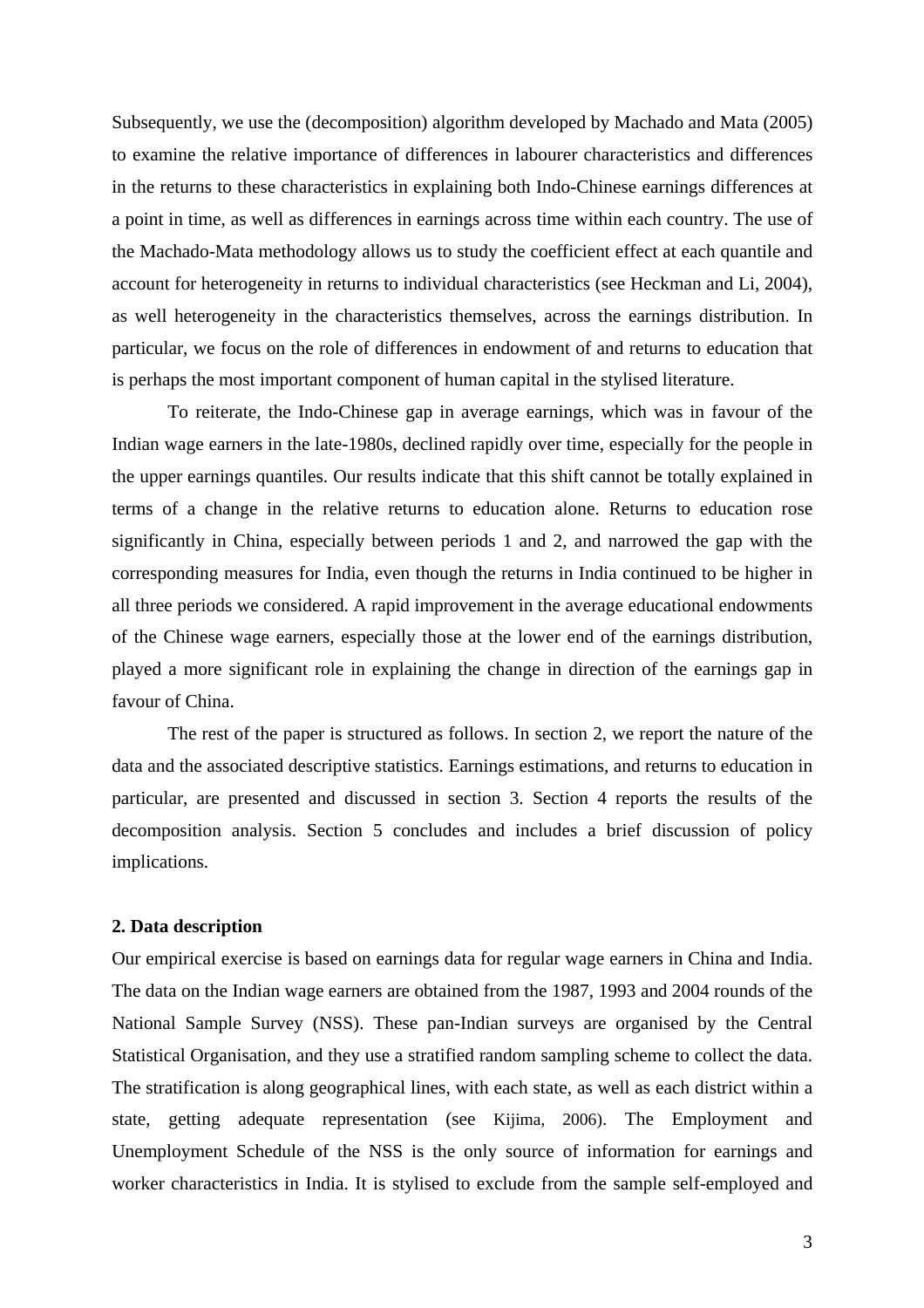Subsequently, we use the (decomposition) algorithm developed by Machado and Mata (2005) to examine the relative importance of differences in labourer characteristics and differences in the returns to these characteristics in explaining both Indo-Chinese earnings differences at a point in time, as well as differences in earnings across time within each country. The use of the Machado-Mata methodology allows us to study the coefficient effect at each quantile and account for heterogeneity in returns to individual characteristics (see Heckman and Li, 2004), as well heterogeneity in the characteristics themselves, across the earnings distribution. In particular, we focus on the role of differences in endowment of and returns to education that is perhaps the most important component of human capital in the stylised literature.

To reiterate, the Indo-Chinese gap in average earnings, which was in favour of the Indian wage earners in the late-1980s, declined rapidly over time, especially for the people in the upper earnings quantiles. Our results indicate that this shift cannot be totally explained in terms of a change in the relative returns to education alone. Returns to education rose significantly in China, especially between periods 1 and 2, and narrowed the gap with the corresponding measures for India, even though the returns in India continued to be higher in all three periods we considered. A rapid improvement in the average educational endowments of the Chinese wage earners, especially those at the lower end of the earnings distribution, played a more significant role in explaining the change in direction of the earnings gap in favour of China.

The rest of the paper is structured as follows. In section 2, we report the nature of the data and the associated descriptive statistics. Earnings estimations, and returns to education in particular, are presented and discussed in section 3. Section 4 reports the results of the decomposition analysis. Section 5 concludes and includes a brief discussion of policy implications.

## 2. Data description

Our empirical exercise is based on earnings data for regular wage earners in China and India. The data on the Indian wage earners are obtained from the 1987, 1993 and 2004 rounds of the National Sample Survey (NSS). These pan-Indian surveys are organised by the Central Statistical Organisation, and they use a stratified random sampling scheme to collect the data. The stratification is along geographical lines, with each state, as well as each district within a state, getting adequate representation (see Kijima, 2006). The Employment and Unemployment Schedule of the NSS is the only source of information for earnings and worker characteristics in India. It is stylised to exclude from the sample self-employed and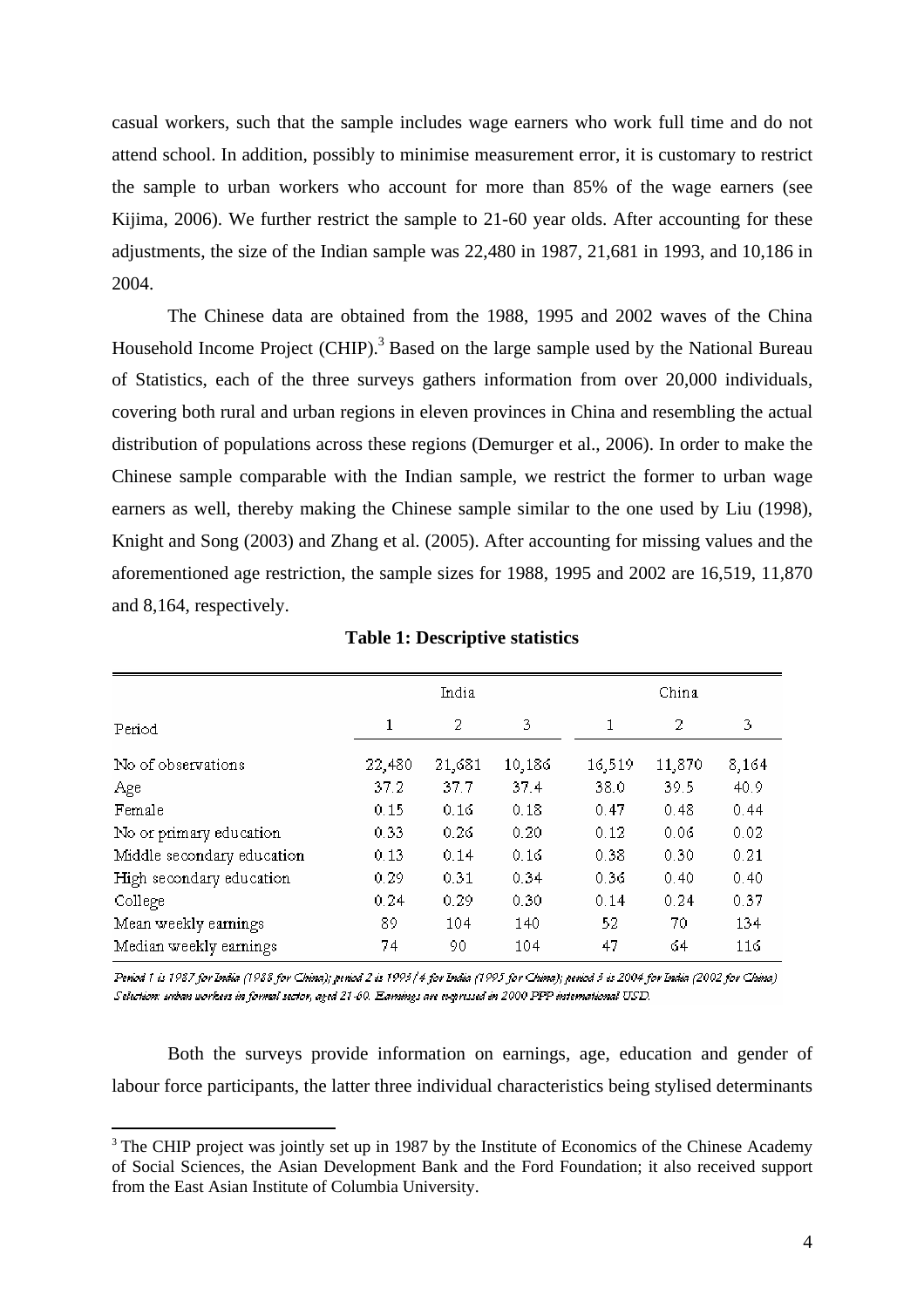casual workers, such that the sample includes wage earners who work full time and do not attend school. In addition, possibly to minimise measurement error, it is customary to restrict the sample to urban workers who account for more than 85% of the wage earners (see Kijima, 2006). We further restrict the sample to 21-60 year olds. After accounting for these adjustments, the size of the Indian sample was 22,480 in 1987, 21,681 in 1993, and 10,186 in 2004.

The Chinese data are obtained from the 1988, 1995 and 2002 waves of the China Household Income Project (CHIP).[3] Based on the large sample used by the National Bureau of Statistics, each of the three surveys gathers information from over 20,000 individuals, covering both rural and urban regions in eleven provinces in China and resembling the actual distribution of populations across these regions (Demurger et al., 2006). In order to make the Chinese sample comparable with the Indian sample, we restrict the former to urban wage earners as well, thereby making the Chinese sample similar to the one used by Liu (1998), Knight and Song (2003) and Zhang et al. (2005). After accounting for missing values and the aforementioned age restriction, the sample sizes for 1988, 1995 and 2002 are 16,519, 11,870 and 8,164, respectively.

**Table 1: Descriptive statistics**

| | India | | | China | | |
|---|---|---|---|---|---|---|
| Period | 1 | 2 | 3 | 1 | 2 | 3 |
| No of observations | 22,480 | 21,681 | 10,186 | 16,519 | 11,870 | 8,164 |
| Age | 37.2 | 37.7 | 37.4 | 38.0 | 39.5 | 40.9 |
| Female | 0.15 | 0.16 | 0.18 | 0.47 | 0.48 | 0.44 |
| No or primary education | 0.33 | 0.26 | 0.20 | 0.12 | 0.06 | 0.02 |
| Middle secondary education | 0.13 | 0.14 | 0.16 | 0.38 | 0.30 | 0.21 |
| High secondary education | 0.29 | 0.31 | 0.34 | 0.36 | 0.40 | 0.40 |
| College | 0.24 | 0.29 | 0.30 | 0.14 | 0.24 | 0.37 |
| Mean weekly earnings | 89 | 104 | 140 | 52 | 70 | 134 |
| Median weekly earnings | 74 | 90 | 104 | 47 | 64 | 116 |

*Period 1 is 1987 for India (1988 for China); period 2 is 1993/4 for India (1995 for China); period 3 is 2004 for India (2002 for China)*
*Selection: urban workers in formal sector, aged 21-60. Earnings are expressed in 2000 PPP international USD.*

Both the surveys provide information on earnings, age, education and gender of labour force participants, the latter three individual characteristics being stylised determinants

[3] The CHIP project was jointly set up in 1987 by the Institute of Economics of the Chinese Academy of Social Sciences, the Asian Development Bank and the Ford Foundation; it also received support from the East Asian Institute of Columbia University.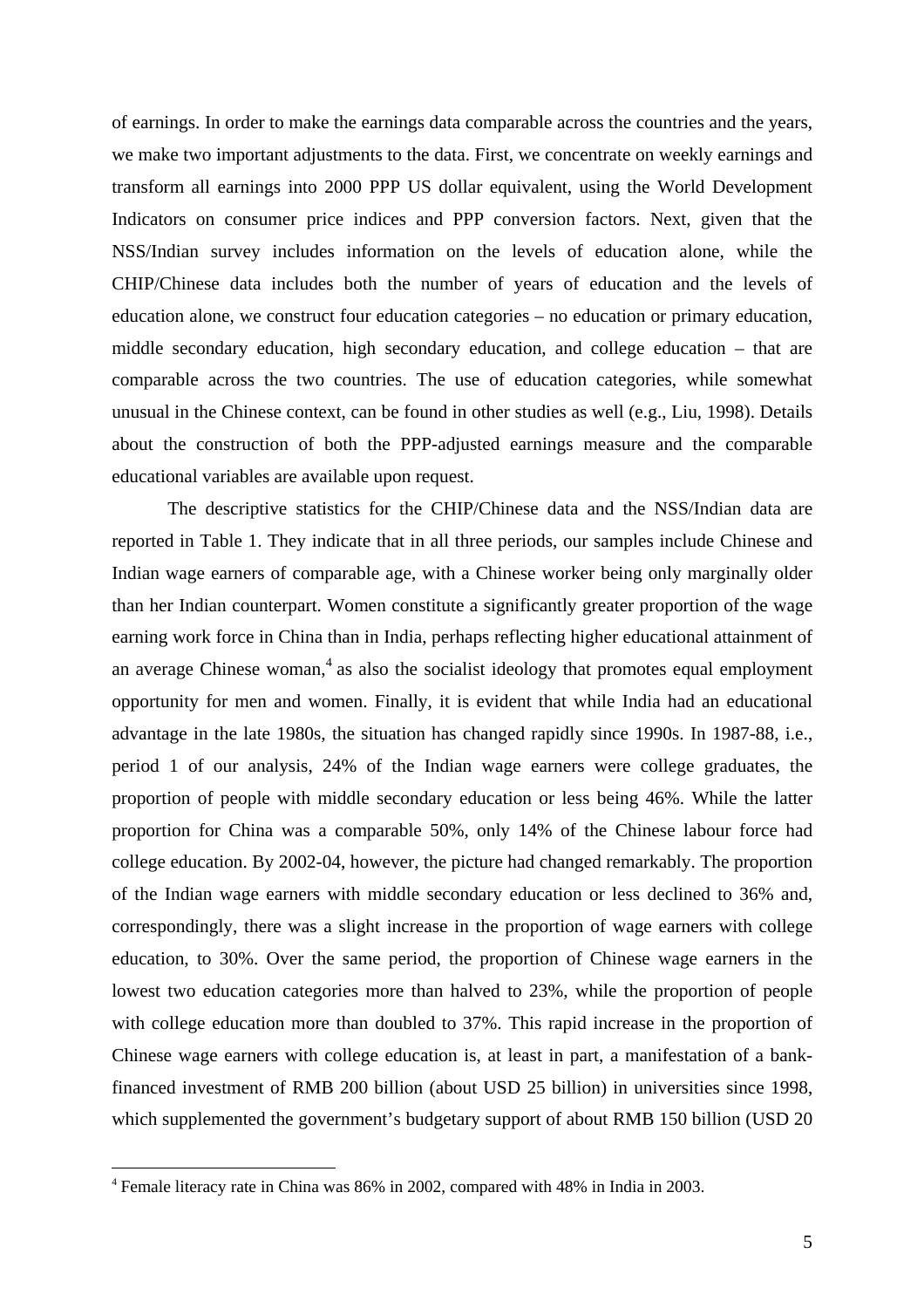of earnings. In order to make the earnings data comparable across the countries and the years, we make two important adjustments to the data. First, we concentrate on weekly earnings and transform all earnings into 2000 PPP US dollar equivalent, using the World Development Indicators on consumer price indices and PPP conversion factors. Next, given that the NSS/Indian survey includes information on the levels of education alone, while the CHIP/Chinese data includes both the number of years of education and the levels of education alone, we construct four education categories – no education or primary education, middle secondary education, high secondary education, and college education – that are comparable across the two countries. The use of education categories, while somewhat unusual in the Chinese context, can be found in other studies as well (e.g., Liu, 1998). Details about the construction of both the PPP-adjusted earnings measure and the comparable educational variables are available upon request.

The descriptive statistics for the CHIP/Chinese data and the NSS/Indian data are reported in Table 1. They indicate that in all three periods, our samples include Chinese and Indian wage earners of comparable age, with a Chinese worker being only marginally older than her Indian counterpart. Women constitute a significantly greater proportion of the wage earning work force in China than in India, perhaps reflecting higher educational attainment of an average Chinese woman,[4] as also the socialist ideology that promotes equal employment opportunity for men and women. Finally, it is evident that while India had an educational advantage in the late 1980s, the situation has changed rapidly since 1990s. In 1987-88, i.e., period 1 of our analysis, 24% of the Indian wage earners were college graduates, the proportion of people with middle secondary education or less being 46%. While the latter proportion for China was a comparable 50%, only 14% of the Chinese labour force had college education. By 2002-04, however, the picture had changed remarkably. The proportion of the Indian wage earners with middle secondary education or less declined to 36% and, correspondingly, there was a slight increase in the proportion of wage earners with college education, to 30%. Over the same period, the proportion of Chinese wage earners in the lowest two education categories more than halved to 23%, while the proportion of people with college education more than doubled to 37%. This rapid increase in the proportion of Chinese wage earners with college education is, at least in part, a manifestation of a bank-financed investment of RMB 200 billion (about USD 25 billion) in universities since 1998, which supplemented the government's budgetary support of about RMB 150 billion (USD 20

[4] Female literacy rate in China was 86% in 2002, compared with 48% in India in 2003.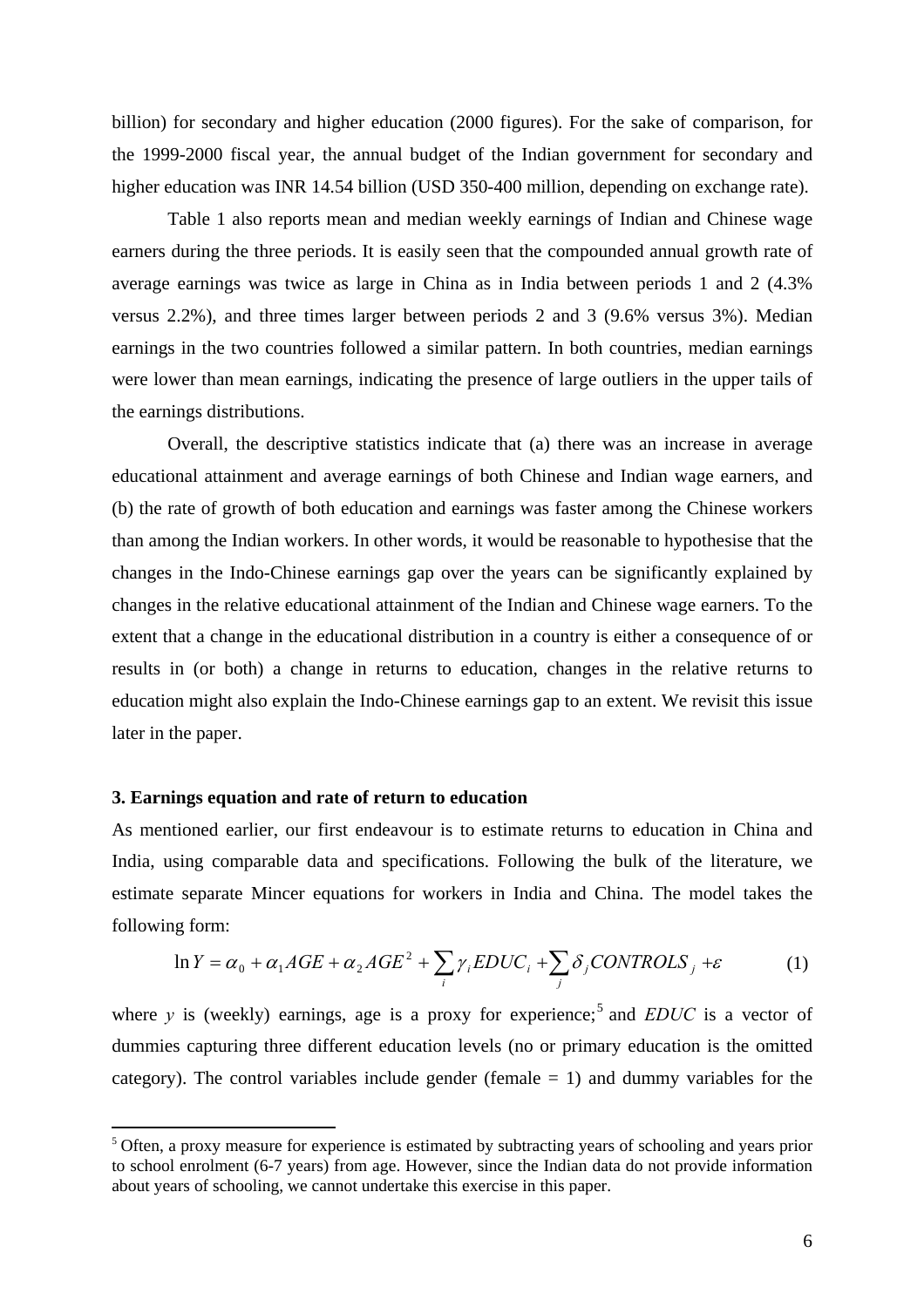billion) for secondary and higher education (2000 figures). For the sake of comparison, for the 1999-2000 fiscal year, the annual budget of the Indian government for secondary and higher education was INR 14.54 billion (USD 350-400 million, depending on exchange rate).

Table 1 also reports mean and median weekly earnings of Indian and Chinese wage earners during the three periods. It is easily seen that the compounded annual growth rate of average earnings was twice as large in China as in India between periods 1 and 2 (4.3% versus 2.2%), and three times larger between periods 2 and 3 (9.6% versus 3%). Median earnings in the two countries followed a similar pattern. In both countries, median earnings were lower than mean earnings, indicating the presence of large outliers in the upper tails of the earnings distributions.

Overall, the descriptive statistics indicate that (a) there was an increase in average educational attainment and average earnings of both Chinese and Indian wage earners, and (b) the rate of growth of both education and earnings was faster among the Chinese workers than among the Indian workers. In other words, it would be reasonable to hypothesise that the changes in the Indo-Chinese earnings gap over the years can be significantly explained by changes in the relative educational attainment of the Indian and Chinese wage earners. To the extent that a change in the educational distribution in a country is either a consequence of or results in (or both) a change in returns to education, changes in the relative returns to education might also explain the Indo-Chinese earnings gap to an extent. We revisit this issue later in the paper.

## 3. Earnings equation and rate of return to education

As mentioned earlier, our first endeavour is to estimate returns to education in China and India, using comparable data and specifications. Following the bulk of the literature, we estimate separate Mincer equations for workers in India and China. The model takes the following form:

$$\ln Y = \alpha_0 + \alpha_1 AGE + \alpha_2 AGE^2 + \sum_i \gamma_i EDUC_i + \sum_j \delta_j CONTROLS_j + \varepsilon \qquad (1)$$

where $y$ is (weekly) earnings, age is a proxy for experience;[5] and $EDUC$ is a vector of dummies capturing three different education levels (no or primary education is the omitted category). The control variables include gender (female = 1) and dummy variables for the

[5] Often, a proxy measure for experience is estimated by subtracting years of schooling and years prior to school enrolment (6-7 years) from age. However, since the Indian data do not provide information about years of schooling, we cannot undertake this exercise in this paper.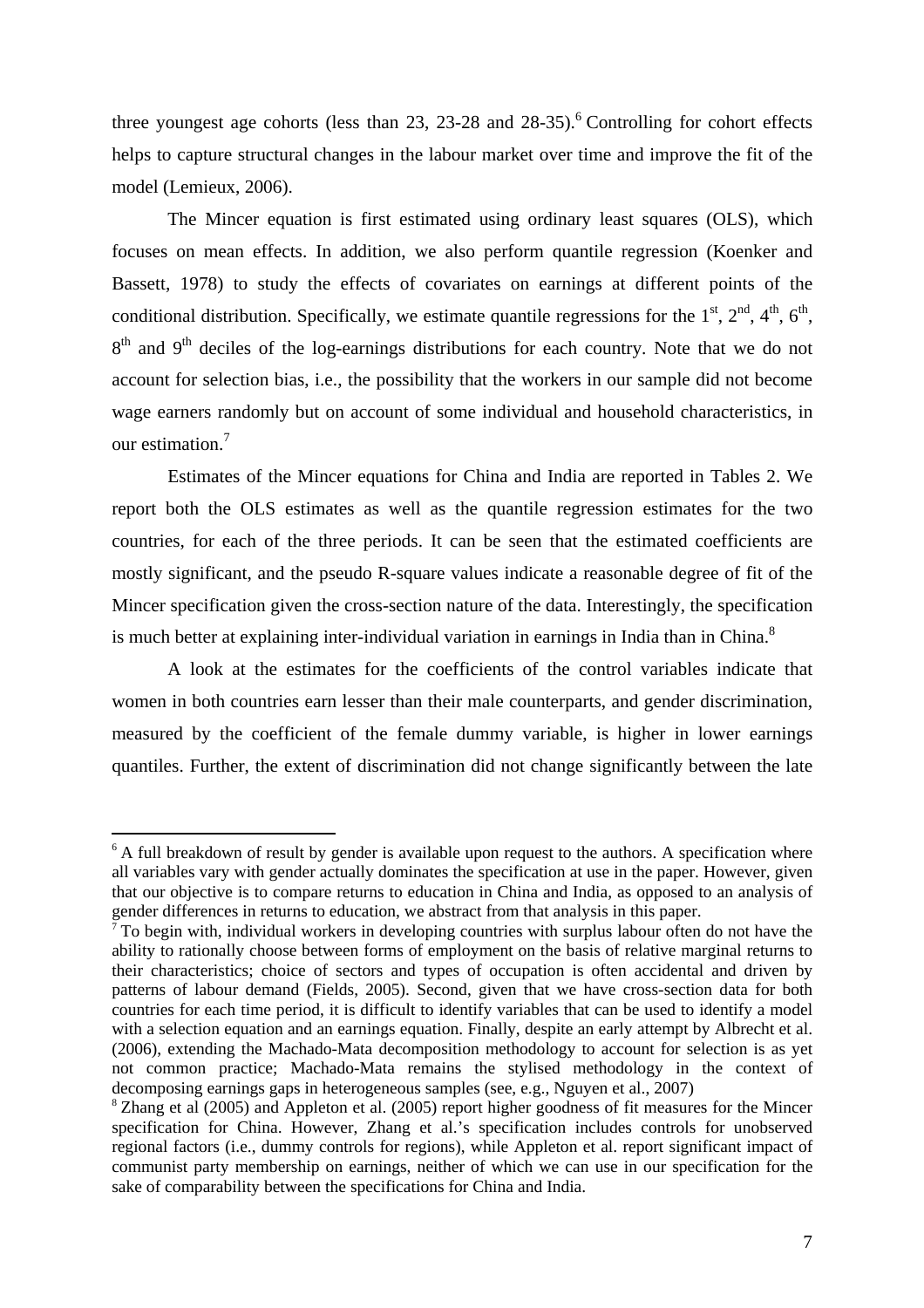three youngest age cohorts (less than 23, 23-28 and 28-35).[6] Controlling for cohort effects helps to capture structural changes in the labour market over time and improve the fit of the model (Lemieux, 2006).

The Mincer equation is first estimated using ordinary least squares (OLS), which focuses on mean effects. In addition, we also perform quantile regression (Koenker and Bassett, 1978) to study the effects of covariates on earnings at different points of the conditional distribution. Specifically, we estimate quantile regressions for the 1st, 2nd, 4th, 6th, 8th and 9th deciles of the log-earnings distributions for each country. Note that we do not account for selection bias, i.e., the possibility that the workers in our sample did not become wage earners randomly but on account of some individual and household characteristics, in our estimation.[7]

Estimates of the Mincer equations for China and India are reported in Tables 2. We report both the OLS estimates as well as the quantile regression estimates for the two countries, for each of the three periods. It can be seen that the estimated coefficients are mostly significant, and the pseudo R-square values indicate a reasonable degree of fit of the Mincer specification given the cross-section nature of the data. Interestingly, the specification is much better at explaining inter-individual variation in earnings in India than in China.[8]

A look at the estimates for the coefficients of the control variables indicate that women in both countries earn lesser than their male counterparts, and gender discrimination, measured by the coefficient of the female dummy variable, is higher in lower earnings quantiles. Further, the extent of discrimination did not change significantly between the late

---

[6] A full breakdown of result by gender is available upon request to the authors. A specification where all variables vary with gender actually dominates the specification at use in the paper. However, given that our objective is to compare returns to education in China and India, as opposed to an analysis of gender differences in returns to education, we abstract from that analysis in this paper.

[7] To begin with, individual workers in developing countries with surplus labour often do not have the ability to rationally choose between forms of employment on the basis of relative marginal returns to their characteristics; choice of sectors and types of occupation is often accidental and driven by patterns of labour demand (Fields, 2005). Second, given that we have cross-section data for both countries for each time period, it is difficult to identify variables that can be used to identify a model with a selection equation and an earnings equation. Finally, despite an early attempt by Albrecht et al. (2006), extending the Machado-Mata decomposition methodology to account for selection is as yet not common practice; Machado-Mata remains the stylised methodology in the context of decomposing earnings gaps in heterogeneous samples (see, e.g., Nguyen et al., 2007)

[8] Zhang et al (2005) and Appleton et al. (2005) report higher goodness of fit measures for the Mincer specification for China. However, Zhang et al.'s specification includes controls for unobserved regional factors (i.e., dummy controls for regions), while Appleton et al. report significant impact of communist party membership on earnings, neither of which we can use in our specification for the sake of comparability between the specifications for China and India.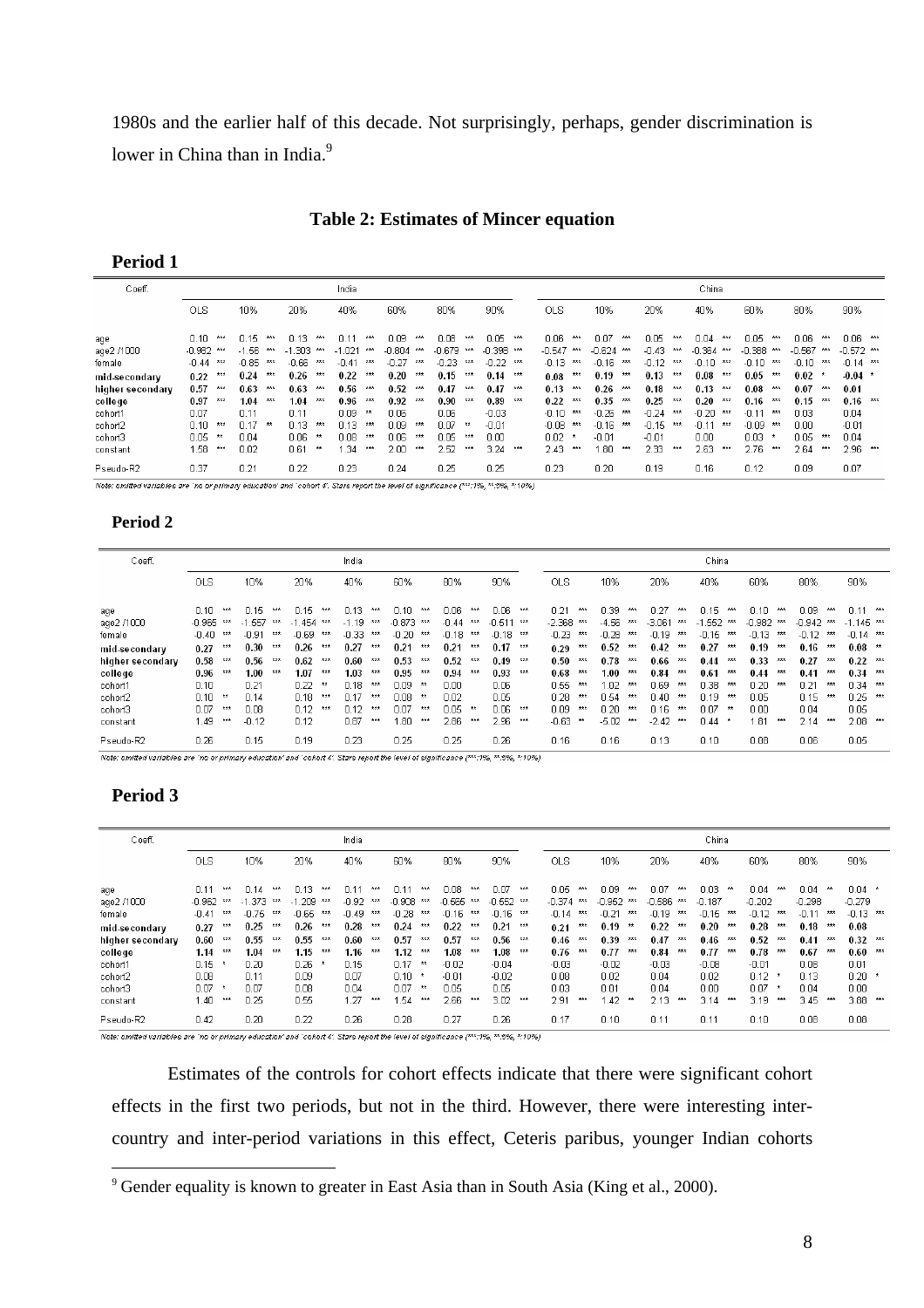1980s and the earlier half of this decade. Not surprisingly, perhaps, gender discrimination is lower in China than in India.[9]

**Table 2: Estimates of Mincer equation**

**Period 1**

| Coeff. | India | | | | | | | China | | | | | | |
|---|---|---|---|---|---|---|---|---|---|---|---|---|---|---|
| | OLS | 10% | 20% | 40% | 60% | 80% | 90% | OLS | 10% | 20% | 40% | 60% | 80% | 90% |
| age | 0.10 *** | 0.15 *** | 0.13 *** | 0.11 *** | 0.09 *** | 0.08 *** | 0.05 *** | 0.06 *** | 0.07 *** | 0.05 *** | 0.04 *** | 0.05 *** | 0.06 *** | 0.06 *** |
| age2 /1000 | -0.982 *** | -1.56 *** | -1.303 *** | -1.021 *** | -0.804 *** | -0.679 *** | -0.398 *** | -0.547 *** | -0.624 *** | -0.43 *** | -0.364 *** | -0.388 *** | -0.567 *** | -0.572 *** |
| female | -0.44 *** | -0.85 *** | -0.66 *** | -0.41 *** | -0.27 *** | -0.23 *** | -0.22 *** | -0.13 *** | -0.16 *** | -0.12 *** | -0.10 *** | -0.10 *** | -0.10 *** | -0.14 *** |
| **mid-secondary** | **0.22** *** | **0.24** *** | **0.26** *** | **0.22** *** | **0.20** *** | **0.15** *** | **0.14** *** | **0.08** *** | **0.19** *** | **0.13** *** | **0.08** *** | **0.05** *** | **0.02** * | **-0.04** * |
| **higher secondary** | **0.57** *** | **0.63** *** | **0.63** *** | **0.56** *** | **0.52** *** | **0.47** *** | **0.47** *** | **0.13** *** | **0.26** *** | **0.18** *** | **0.13** *** | **0.08** *** | **0.07** *** | **0.01** |
| **college** | **0.97** *** | **1.04** *** | **1.04** *** | **0.96** *** | **0.92** *** | **0.90** *** | **0.89** *** | **0.22** *** | **0.35** *** | **0.25** *** | **0.20** *** | **0.16** *** | **0.15** *** | **0.16** *** |
| cohort1 | 0.07 | 0.11 | 0.11 | 0.09 ** | 0.05 | 0.05 | -0.03 | -0.10 *** | -0.26 *** | -0.24 *** | -0.20 *** | -0.11 *** | 0.03 | 0.04 |
| cohort2 | 0.10 *** | 0.17 ** | 0.13 *** | 0.13 *** | 0.09 *** | 0.07 ** | -0.01 | -0.08 *** | -0.16 *** | -0.15 *** | -0.11 *** | -0.09 *** | 0.00 | -0.01 |
| cohort3 | 0.05 ** | 0.04 | 0.06 ** | 0.08 *** | 0.05 *** | 0.05 *** | 0.00 | 0.02 * | -0.01 | -0.01 | 0.00 | 0.03 * | 0.05 *** | 0.04 |
| constant | 1.58 *** | 0.02 | 0.61 ** | 1.34 *** | 2.00 *** | 2.52 *** | 3.24 *** | 2.43 *** | 1.80 *** | 2.33 *** | 2.63 *** | 2.76 *** | 2.64 *** | 2.96 *** |
| Pseudo-R2 | 0.37 | 0.21 | 0.22 | 0.23 | 0.24 | 0.25 | 0.25 | 0.23 | 0.20 | 0.19 | 0.16 | 0.12 | 0.09 | 0.07 |

Note: omitted variables are 'no or primary education' and 'cohort 4'. Stars report the level of significance (***:1%, **:5%, *:10%)

**Period 2**

| Coeff. | India | | | | | | | China | | | | | | |
|---|---|---|---|---|---|---|---|---|---|---|---|---|---|---|
| | OLS | 10% | 20% | 40% | 60% | 80% | 90% | OLS | 10% | 20% | 40% | 60% | 80% | 90% |
| age | 0.10 *** | 0.15 *** | 0.15 *** | 0.13 *** | 0.10 *** | 0.06 *** | 0.06 *** | 0.21 *** | 0.39 *** | 0.27 *** | 0.15 *** | 0.10 *** | 0.09 *** | 0.11 *** |
| age2 /1000 | -0.965 *** | -1.657 *** | -1.454 *** | -1.19 *** | -0.873 *** | -0.44 *** | -0.611 *** | -2.368 *** | -4.56 *** | -3.061 *** | -1.552 *** | -0.982 *** | -0.942 *** | -1.145 *** |
| female | -0.40 *** | -0.91 *** | -0.69 *** | -0.33 *** | -0.20 *** | -0.18 *** | -0.18 *** | -0.23 *** | -0.28 *** | -0.19 *** | -0.15 *** | -0.13 *** | -0.12 *** | -0.14 *** |
| **mid-secondary** | **0.27** *** | **0.30** *** | **0.26** *** | **0.27** *** | **0.21** *** | **0.21** *** | **0.17** *** | **0.29** *** | **0.52** *** | **0.42** *** | **0.27** *** | **0.19** *** | **0.16** *** | **0.08** ** |
| **higher secondary** | **0.58** *** | **0.56** *** | **0.62** *** | **0.60** *** | **0.53** *** | **0.52** *** | **0.49** *** | **0.50** *** | **0.78** *** | **0.66** *** | **0.44** *** | **0.33** *** | **0.27** *** | **0.22** *** |
| **college** | **0.96** *** | **1.00** *** | **1.07** *** | **1.03** *** | **0.95** *** | **0.94** *** | **0.93** *** | **0.68** *** | **1.00** *** | **0.84** *** | **0.61** *** | **0.44** *** | **0.41** *** | **0.34** *** |
| cohort1 | 0.10 | 0.21 | 0.22 ** | 0.18 *** | 0.09 ** | 0.00 | 0.06 | 0.55 *** | 1.02 *** | 0.69 *** | 0.38 *** | 0.20 *** | 0.21 *** | 0.34 *** |
| cohort2 | 0.10 ** | 0.14 | 0.18 *** | 0.17 *** | 0.08 ** | 0.02 | 0.05 | 0.28 *** | 0.54 *** | 0.40 *** | 0.19 *** | 0.05 | 0.15 *** | 0.25 *** |
| cohort3 | 0.07 *** | 0.08 | 0.12 *** | 0.12 *** | 0.07 *** | 0.05 ** | 0.06 *** | 0.09 *** | 0.20 *** | 0.16 *** | 0.07 ** | 0.00 | 0.04 | 0.05 |
| constant | 1.49 *** | -0.12 | 0.12 | 0.67 *** | 1.80 *** | 2.86 *** | 2.96 *** | -0.63 ** | -5.02 *** | -2.42 *** | 0.44 * | 1.81 *** | 2.14 *** | 2.08 *** |
| Pseudo-R2 | 0.26 | 0.15 | 0.19 | 0.23 | 0.25 | 0.25 | 0.26 | 0.16 | 0.16 | 0.13 | 0.10 | 0.08 | 0.06 | 0.05 |

Note: omitted variables are 'no or primary education' and 'cohort 4'. Stars report the level of significance (***:1%, **:5%, *:10%)

**Period 3**

| Coeff. | India | | | | | | | China | | | | | | |
|---|---|---|---|---|---|---|---|---|---|---|---|---|---|---|
| | OLS | 10% | 20% | 40% | 60% | 80% | 90% | OLS | 10% | 20% | 40% | 60% | 80% | 90% |
| age | 0.11 *** | 0.14 *** | 0.13 *** | 0.11 *** | 0.11 *** | 0.08 *** | 0.07 *** | 0.05 *** | 0.09 *** | 0.07 *** | 0.03 ** | 0.04 *** | 0.04 ** | 0.04 * |
| age2 /1000 | -0.962 *** | -1.373 *** | -1.209 *** | -0.92 *** | -0.908 *** | -0.656 *** | -0.652 *** | -0.374 *** | -0.952 *** | -0.586 *** | -0.187 | -0.202 | -0.298 | -0.279 |
| female | -0.41 *** | -0.75 *** | -0.65 *** | -0.49 *** | -0.28 *** | -0.16 *** | -0.16 *** | -0.14 *** | -0.21 *** | -0.19 *** | -0.15 *** | -0.12 *** | -0.11 *** | -0.13 *** |
| **mid-secondary** | **0.27** *** | **0.25** *** | **0.26** *** | **0.28** *** | **0.24** *** | **0.22** *** | **0.21** *** | **0.21** *** | **0.19** ** | **0.22** *** | **0.20** *** | **0.28** *** | **0.18** *** | **0.08** |
| **higher secondary** | **0.60** *** | **0.55** *** | **0.55** *** | **0.60** *** | **0.57** *** | **0.57** *** | **0.56** *** | **0.46** *** | **0.39** *** | **0.47** *** | **0.46** *** | **0.52** *** | **0.41** *** | **0.32** *** |
| **college** | **1.14** *** | **1.04** *** | **1.15** *** | **1.16** *** | **1.12** *** | **1.08** *** | **1.08** *** | **0.76** *** | **0.77** *** | **0.84** *** | **0.77** *** | **0.78** *** | **0.67** *** | **0.60** *** |
| cohort1 | 0.15 * | 0.20 | 0.26 * | 0.15 | 0.17 ** | -0.02 | -0.04 | -0.03 | -0.02 | -0.03 | -0.08 | -0.01 | 0.06 | 0.01 |
| cohort2 | 0.08 | 0.11 | 0.09 | 0.07 | 0.10 * | -0.01 | -0.02 | 0.08 | 0.02 | 0.04 | 0.02 | 0.12 * | 0.13 | 0.20 * |
| cohort3 | 0.07 * | 0.07 | 0.08 | 0.04 | 0.07 ** | 0.05 | 0.05 | 0.03 | 0.01 | 0.04 | 0.00 | 0.07 * | 0.04 | 0.00 |
| constant | 1.40 *** | 0.25 | 0.55 | 1.27 *** | 1.54 *** | 2.66 *** | 3.02 *** | 2.91 *** | 1.42 ** | 2.13 *** | 3.14 *** | 3.19 *** | 3.45 *** | 3.88 *** |
| Pseudo-R2 | 0.42 | 0.20 | 0.22 | 0.26 | 0.28 | 0.27 | 0.26 | 0.17 | 0.10 | 0.11 | 0.11 | 0.10 | 0.08 | 0.08 |

Note: omitted variables are 'no or primary education' and 'cohort 4'. Stars report the level of significance (***:1%, **:5%, *:10%)

Estimates of the controls for cohort effects indicate that there were significant cohort effects in the first two periods, but not in the third. However, there were interesting inter-country and inter-period variations in this effect, Ceteris paribus, younger Indian cohorts

[9] Gender equality is known to greater in East Asia than in South Asia (King et al., 2000).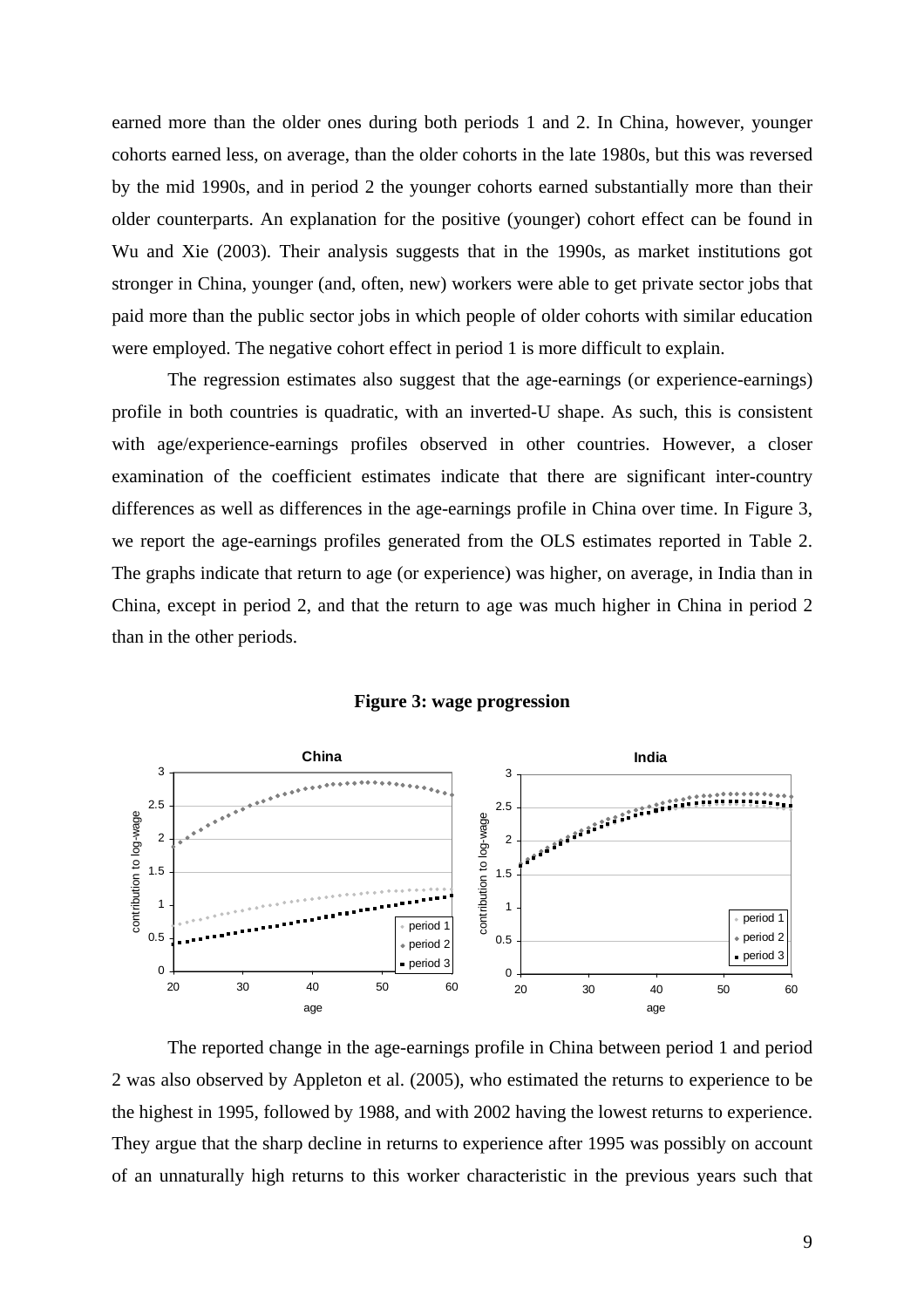earned more than the older ones during both periods 1 and 2. In China, however, younger cohorts earned less, on average, than the older cohorts in the late 1980s, but this was reversed by the mid 1990s, and in period 2 the younger cohorts earned substantially more than their older counterparts. An explanation for the positive (younger) cohort effect can be found in Wu and Xie (2003). Their analysis suggests that in the 1990s, as market institutions got stronger in China, younger (and, often, new) workers were able to get private sector jobs that paid more than the public sector jobs in which people of older cohorts with similar education were employed. The negative cohort effect in period 1 is more difficult to explain.

The regression estimates also suggest that the age-earnings (or experience-earnings) profile in both countries is quadratic, with an inverted-U shape. As such, this is consistent with age/experience-earnings profiles observed in other countries. However, a closer examination of the coefficient estimates indicate that there are significant inter-country differences as well as differences in the age-earnings profile in China over time. In Figure 3, we report the age-earnings profiles generated from the OLS estimates reported in Table 2. The graphs indicate that return to age (or experience) was higher, on average, in India than in China, except in period 2, and that the return to age was much higher in China in period 2 than in the other periods.

**Figure 3: wage progression**

The reported change in the age-earnings profile in China between period 1 and period 2 was also observed by Appleton et al. (2005), who estimated the returns to experience to be the highest in 1995, followed by 1988, and with 2002 having the lowest returns to experience. They argue that the sharp decline in returns to experience after 1995 was possibly on account of an unnaturally high returns to this worker characteristic in the previous years such that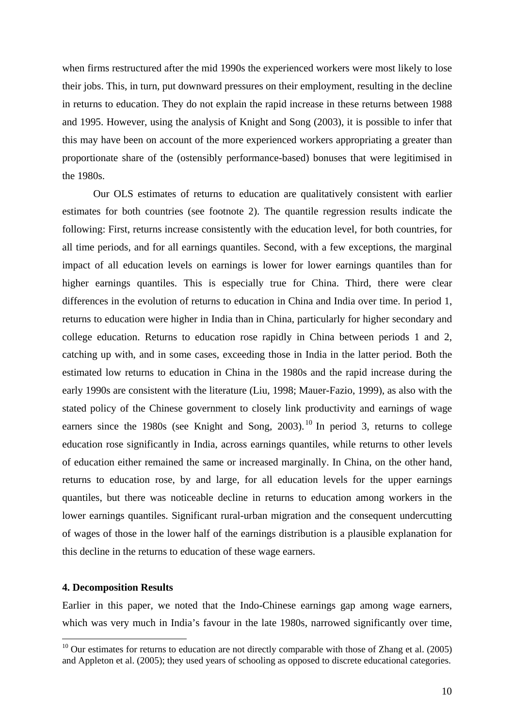when firms restructured after the mid 1990s the experienced workers were most likely to lose their jobs. This, in turn, put downward pressures on their employment, resulting in the decline in returns to education. They do not explain the rapid increase in these returns between 1988 and 1995. However, using the analysis of Knight and Song (2003), it is possible to infer that this may have been on account of the more experienced workers appropriating a greater than proportionate share of the (ostensibly performance-based) bonuses that were legitimised in the 1980s.

Our OLS estimates of returns to education are qualitatively consistent with earlier estimates for both countries (see footnote 2). The quantile regression results indicate the following: First, returns increase consistently with the education level, for both countries, for all time periods, and for all earnings quantiles. Second, with a few exceptions, the marginal impact of all education levels on earnings is lower for lower earnings quantiles than for higher earnings quantiles. This is especially true for China. Third, there were clear differences in the evolution of returns to education in China and India over time. In period 1, returns to education were higher in India than in China, particularly for higher secondary and college education. Returns to education rose rapidly in China between periods 1 and 2, catching up with, and in some cases, exceeding those in India in the latter period. Both the estimated low returns to education in China in the 1980s and the rapid increase during the early 1990s are consistent with the literature (Liu, 1998; Mauer-Fazio, 1999), as also with the stated policy of the Chinese government to closely link productivity and earnings of wage earners since the 1980s (see Knight and Song, 2003).[10] In period 3, returns to college education rose significantly in India, across earnings quantiles, while returns to other levels of education either remained the same or increased marginally. In China, on the other hand, returns to education rose, by and large, for all education levels for the upper earnings quantiles, but there was noticeable decline in returns to education among workers in the lower earnings quantiles. Significant rural-urban migration and the consequent undercutting of wages of those in the lower half of the earnings distribution is a plausible explanation for this decline in the returns to education of these wage earners.

**4. Decomposition Results**

Earlier in this paper, we noted that the Indo-Chinese earnings gap among wage earners, which was very much in India's favour in the late 1980s, narrowed significantly over time,

[10] Our estimates for returns to education are not directly comparable with those of Zhang et al. (2005) and Appleton et al. (2005); they used years of schooling as opposed to discrete educational categories.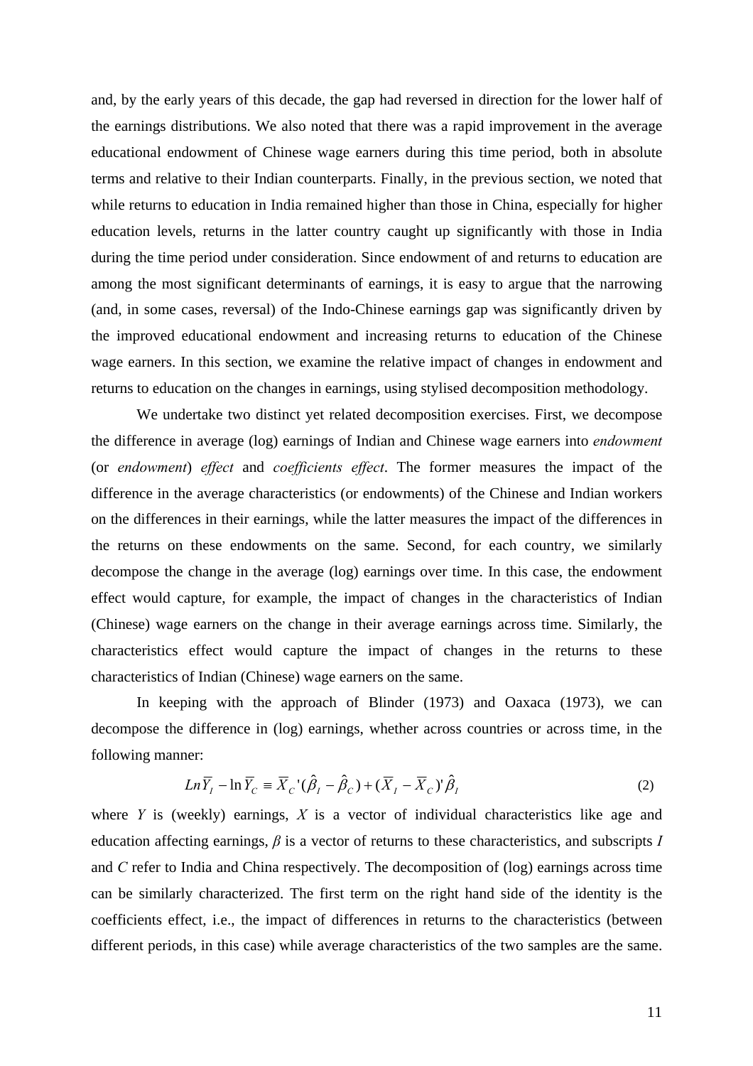and, by the early years of this decade, the gap had reversed in direction for the lower half of the earnings distributions. We also noted that there was a rapid improvement in the average educational endowment of Chinese wage earners during this time period, both in absolute terms and relative to their Indian counterparts. Finally, in the previous section, we noted that while returns to education in India remained higher than those in China, especially for higher education levels, returns in the latter country caught up significantly with those in India during the time period under consideration. Since endowment of and returns to education are among the most significant determinants of earnings, it is easy to argue that the narrowing (and, in some cases, reversal) of the Indo-Chinese earnings gap was significantly driven by the improved educational endowment and increasing returns to education of the Chinese wage earners. In this section, we examine the relative impact of changes in endowment and returns to education on the changes in earnings, using stylised decomposition methodology.

We undertake two distinct yet related decomposition exercises. First, we decompose the difference in average (log) earnings of Indian and Chinese wage earners into *endowment* (or *endowment*) *effect* and *coefficients effect*. The former measures the impact of the difference in the average characteristics (or endowments) of the Chinese and Indian workers on the differences in their earnings, while the latter measures the impact of the differences in the returns on these endowments on the same. Second, for each country, we similarly decompose the change in the average (log) earnings over time. In this case, the endowment effect would capture, for example, the impact of changes in the characteristics of Indian (Chinese) wage earners on the change in their average earnings across time. Similarly, the characteristics effect would capture the impact of changes in the returns to these characteristics of Indian (Chinese) wage earners on the same.

In keeping with the approach of Blinder (1973) and Oaxaca (1973), we can decompose the difference in (log) earnings, whether across countries or across time, in the following manner:

$$Ln\overline{Y}_I - \ln\overline{Y}_C \equiv \overline{X}_C'(\hat{\beta}_I - \hat{\beta}_C) + (\overline{X}_I - \overline{X}_C)'\hat{\beta}_I \qquad (2)$$

where $Y$ is (weekly) earnings, $X$ is a vector of individual characteristics like age and education affecting earnings, $\beta$ is a vector of returns to these characteristics, and subscripts $I$ and $C$ refer to India and China respectively. The decomposition of (log) earnings across time can be similarly characterized. The first term on the right hand side of the identity is the coefficients effect, i.e., the impact of differences in returns to the characteristics (between different periods, in this case) while average characteristics of the two samples are the same.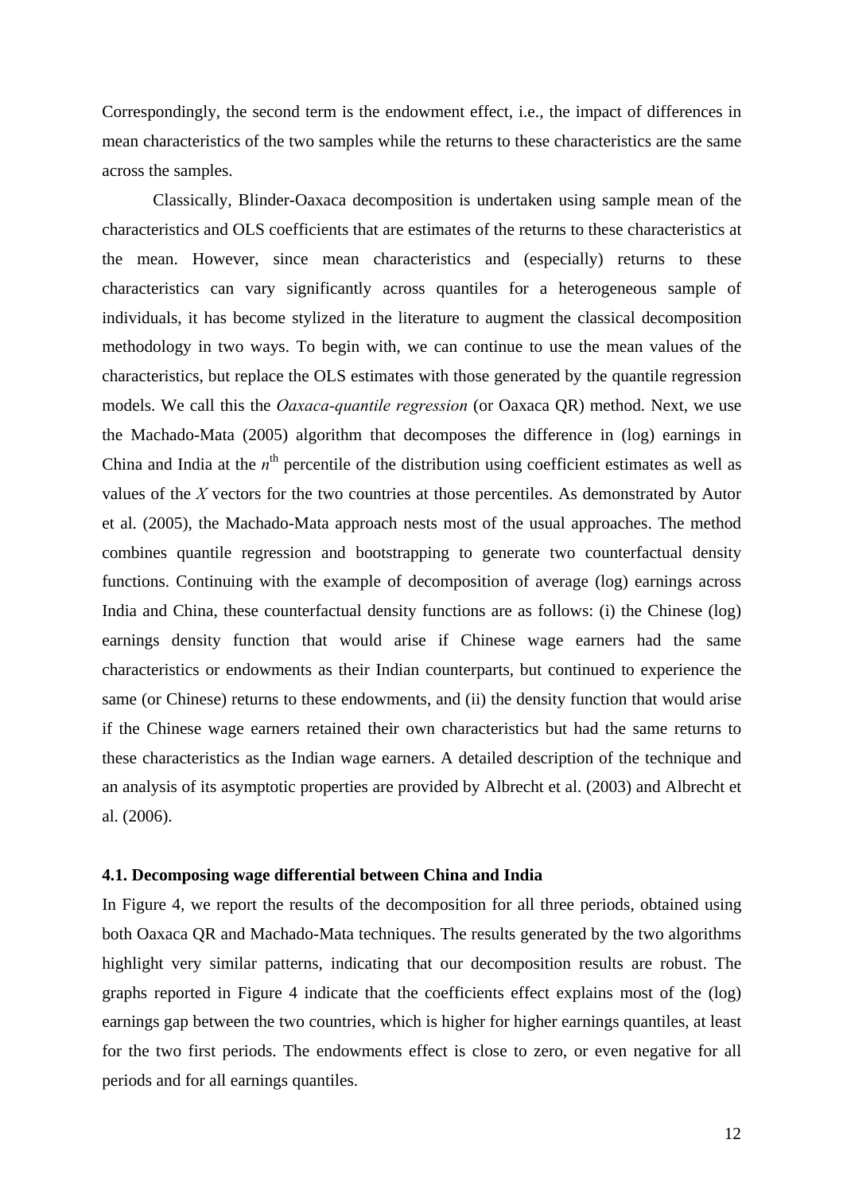Correspondingly, the second term is the endowment effect, i.e., the impact of differences in mean characteristics of the two samples while the returns to these characteristics are the same across the samples.

Classically, Blinder-Oaxaca decomposition is undertaken using sample mean of the characteristics and OLS coefficients that are estimates of the returns to these characteristics at the mean. However, since mean characteristics and (especially) returns to these characteristics can vary significantly across quantiles for a heterogeneous sample of individuals, it has become stylized in the literature to augment the classical decomposition methodology in two ways. To begin with, we can continue to use the mean values of the characteristics, but replace the OLS estimates with those generated by the quantile regression models. We call this the *Oaxaca-quantile regression* (or Oaxaca QR) method. Next, we use the Machado-Mata (2005) algorithm that decomposes the difference in (log) earnings in China and India at the $n^{th}$ percentile of the distribution using coefficient estimates as well as values of the $X$ vectors for the two countries at those percentiles. As demonstrated by Autor et al. (2005), the Machado-Mata approach nests most of the usual approaches. The method combines quantile regression and bootstrapping to generate two counterfactual density functions. Continuing with the example of decomposition of average (log) earnings across India and China, these counterfactual density functions are as follows: (i) the Chinese (log) earnings density function that would arise if Chinese wage earners had the same characteristics or endowments as their Indian counterparts, but continued to experience the same (or Chinese) returns to these endowments, and (ii) the density function that would arise if the Chinese wage earners retained their own characteristics but had the same returns to these characteristics as the Indian wage earners. A detailed description of the technique and an analysis of its asymptotic properties are provided by Albrecht et al. (2003) and Albrecht et al. (2006).

### 4.1. Decomposing wage differential between China and India

In Figure 4, we report the results of the decomposition for all three periods, obtained using both Oaxaca QR and Machado-Mata techniques. The results generated by the two algorithms highlight very similar patterns, indicating that our decomposition results are robust. The graphs reported in Figure 4 indicate that the coefficients effect explains most of the (log) earnings gap between the two countries, which is higher for higher earnings quantiles, at least for the two first periods. The endowments effect is close to zero, or even negative for all periods and for all earnings quantiles.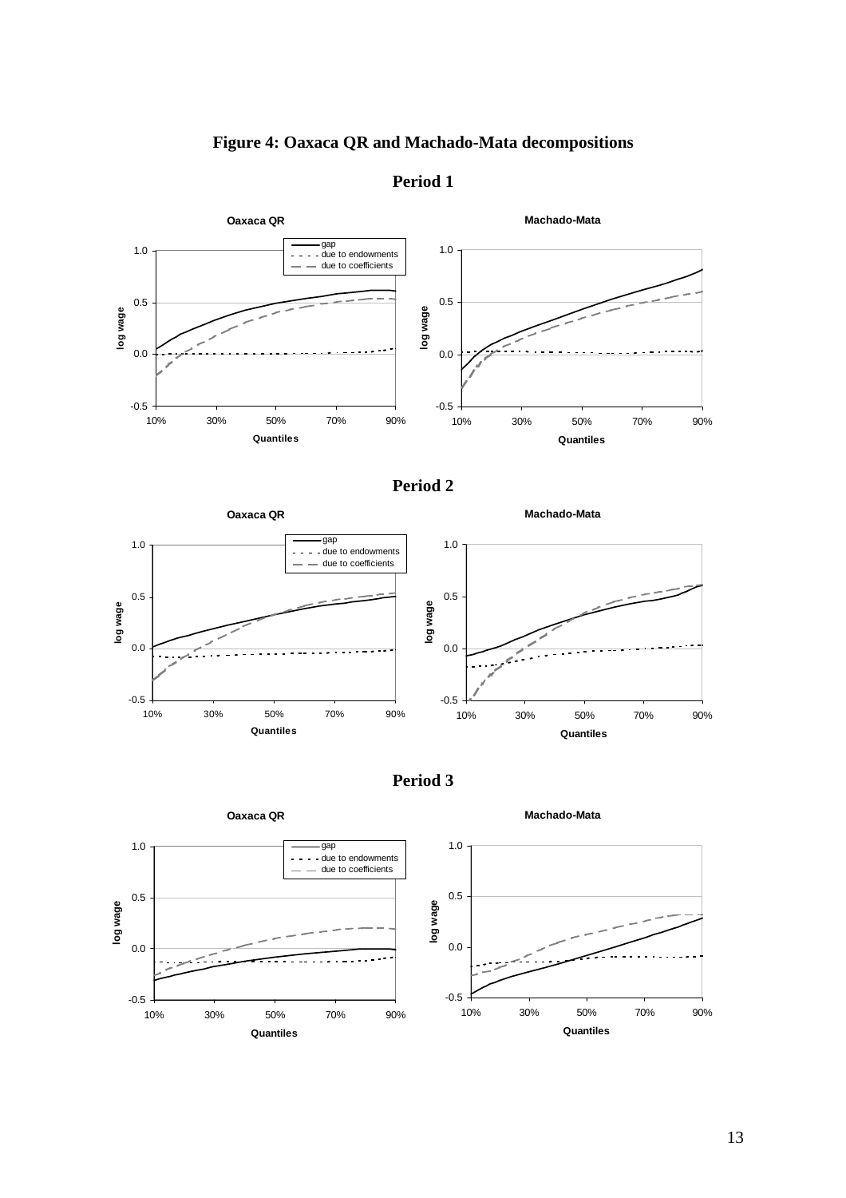# Figure 4: Oaxaca QR and Machado-Mata decompositions

## Period 1

## Period 2

## Period 3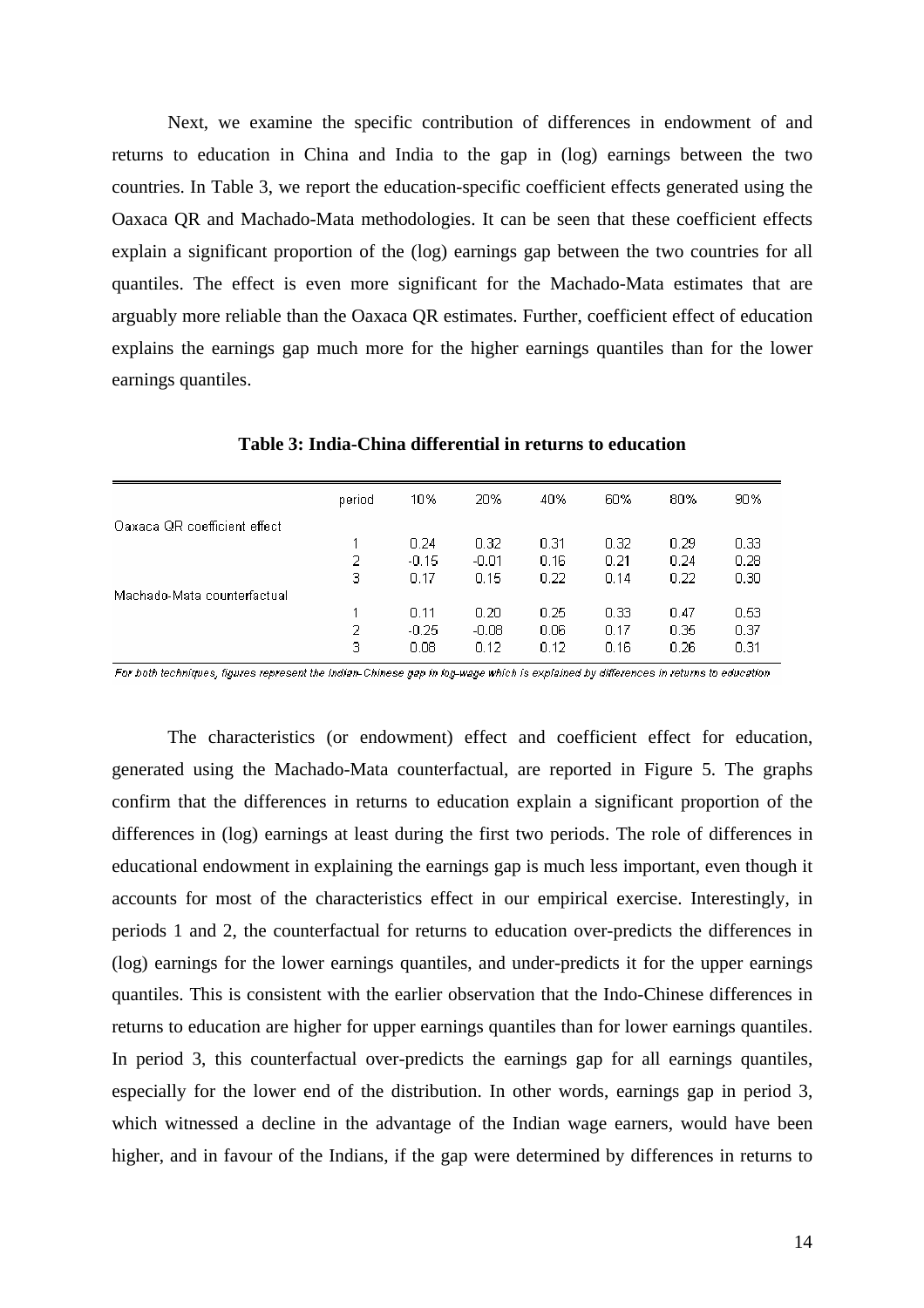Next, we examine the specific contribution of differences in endowment of and returns to education in China and India to the gap in (log) earnings between the two countries. In Table 3, we report the education-specific coefficient effects generated using the Oaxaca QR and Machado-Mata methodologies. It can be seen that these coefficient effects explain a significant proportion of the (log) earnings gap between the two countries for all quantiles. The effect is even more significant for the Machado-Mata estimates that are arguably more reliable than the Oaxaca QR estimates. Further, coefficient effect of education explains the earnings gap much more for the higher earnings quantiles than for the lower earnings quantiles.

**Table 3: India-China differential in returns to education**

| | period | 10% | 20% | 40% | 60% | 80% | 90% |
|---|---|---|---|---|---|---|---|
| Oaxaca QR coefficient effect | | | | | | | |
| | 1 | 0.24 | 0.32 | 0.31 | 0.32 | 0.29 | 0.33 |
| | 2 | -0.15 | -0.01 | 0.16 | 0.21 | 0.24 | 0.28 |
| | 3 | 0.17 | 0.15 | 0.22 | 0.14 | 0.22 | 0.30 |
| Machado-Mata counterfactual | | | | | | | |
| | 1 | 0.11 | 0.20 | 0.25 | 0.33 | 0.47 | 0.53 |
| | 2 | -0.25 | -0.08 | 0.06 | 0.17 | 0.35 | 0.37 |
| | 3 | 0.08 | 0.12 | 0.12 | 0.16 | 0.26 | 0.31 |

*For both techniques, figures represent the Indian-Chinese gap in log-wage which is explained by differences in returns to education*

The characteristics (or endowment) effect and coefficient effect for education, generated using the Machado-Mata counterfactual, are reported in Figure 5. The graphs confirm that the differences in returns to education explain a significant proportion of the differences in (log) earnings at least during the first two periods. The role of differences in educational endowment in explaining the earnings gap is much less important, even though it accounts for most of the characteristics effect in our empirical exercise. Interestingly, in periods 1 and 2, the counterfactual for returns to education over-predicts the differences in (log) earnings for the lower earnings quantiles, and under-predicts it for the upper earnings quantiles. This is consistent with the earlier observation that the Indo-Chinese differences in returns to education are higher for upper earnings quantiles than for lower earnings quantiles. In period 3, this counterfactual over-predicts the earnings gap for all earnings quantiles, especially for the lower end of the distribution. In other words, earnings gap in period 3, which witnessed a decline in the advantage of the Indian wage earners, would have been higher, and in favour of the Indians, if the gap were determined by differences in returns to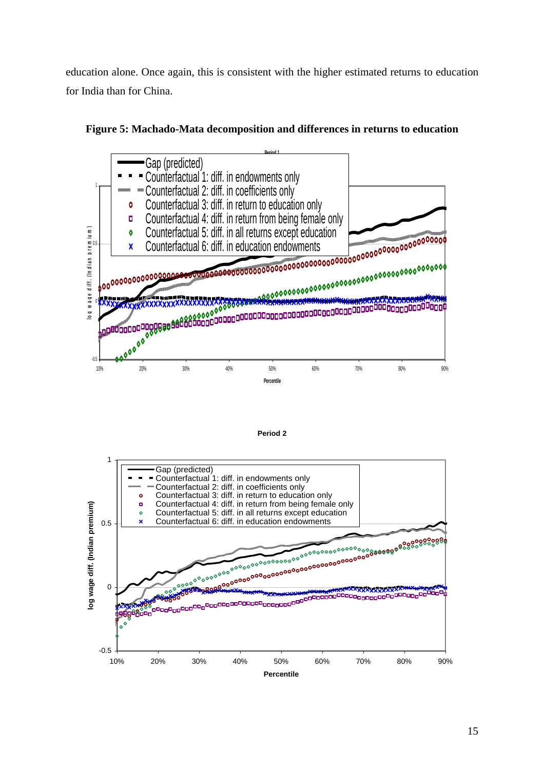education alone. Once again, this is consistent with the higher estimated returns to education for India than for China.

**Figure 5: Machado-Mata decomposition and differences in returns to education**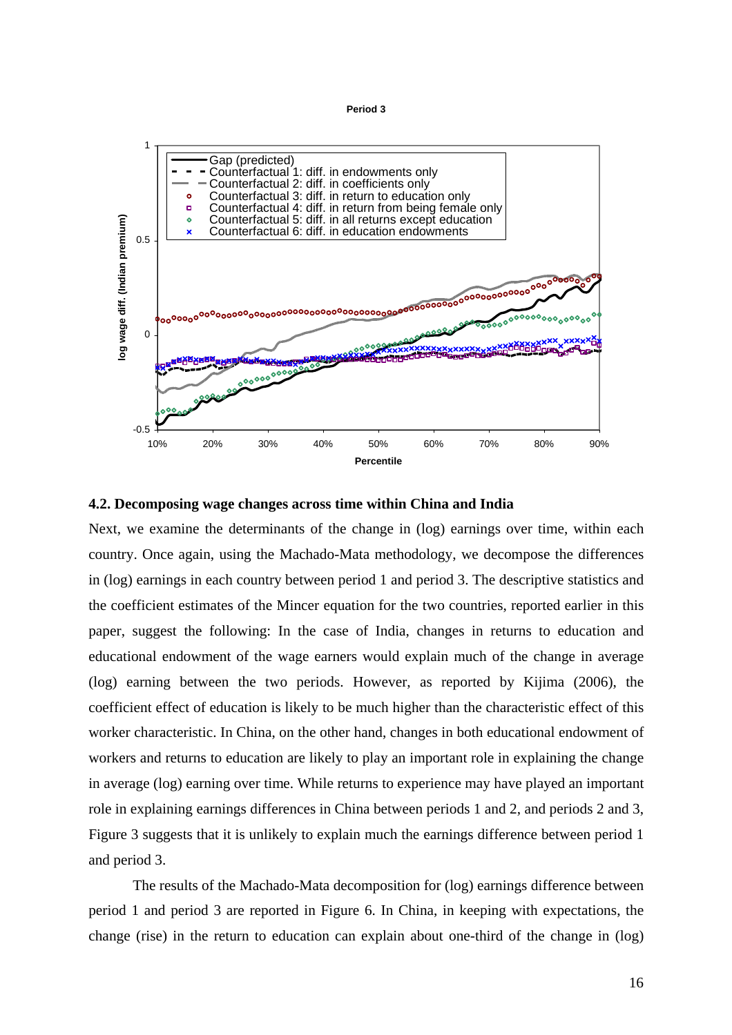**Period 3**

### 4.2. Decomposing wage changes across time within China and India

Next, we examine the determinants of the change in (log) earnings over time, within each country. Once again, using the Machado-Mata methodology, we decompose the differences in (log) earnings in each country between period 1 and period 3. The descriptive statistics and the coefficient estimates of the Mincer equation for the two countries, reported earlier in this paper, suggest the following: In the case of India, changes in returns to education and educational endowment of the wage earners would explain much of the change in average (log) earning between the two periods. However, as reported by Kijima (2006), the coefficient effect of education is likely to be much higher than the characteristic effect of this worker characteristic. In China, on the other hand, changes in both educational endowment of workers and returns to education are likely to play an important role in explaining the change in average (log) earning over time. While returns to experience may have played an important role in explaining earnings differences in China between periods 1 and 2, and periods 2 and 3, Figure 3 suggests that it is unlikely to explain much the earnings difference between period 1 and period 3.

The results of the Machado-Mata decomposition for (log) earnings difference between period 1 and period 3 are reported in Figure 6. In China, in keeping with expectations, the change (rise) in the return to education can explain about one-third of the change in (log)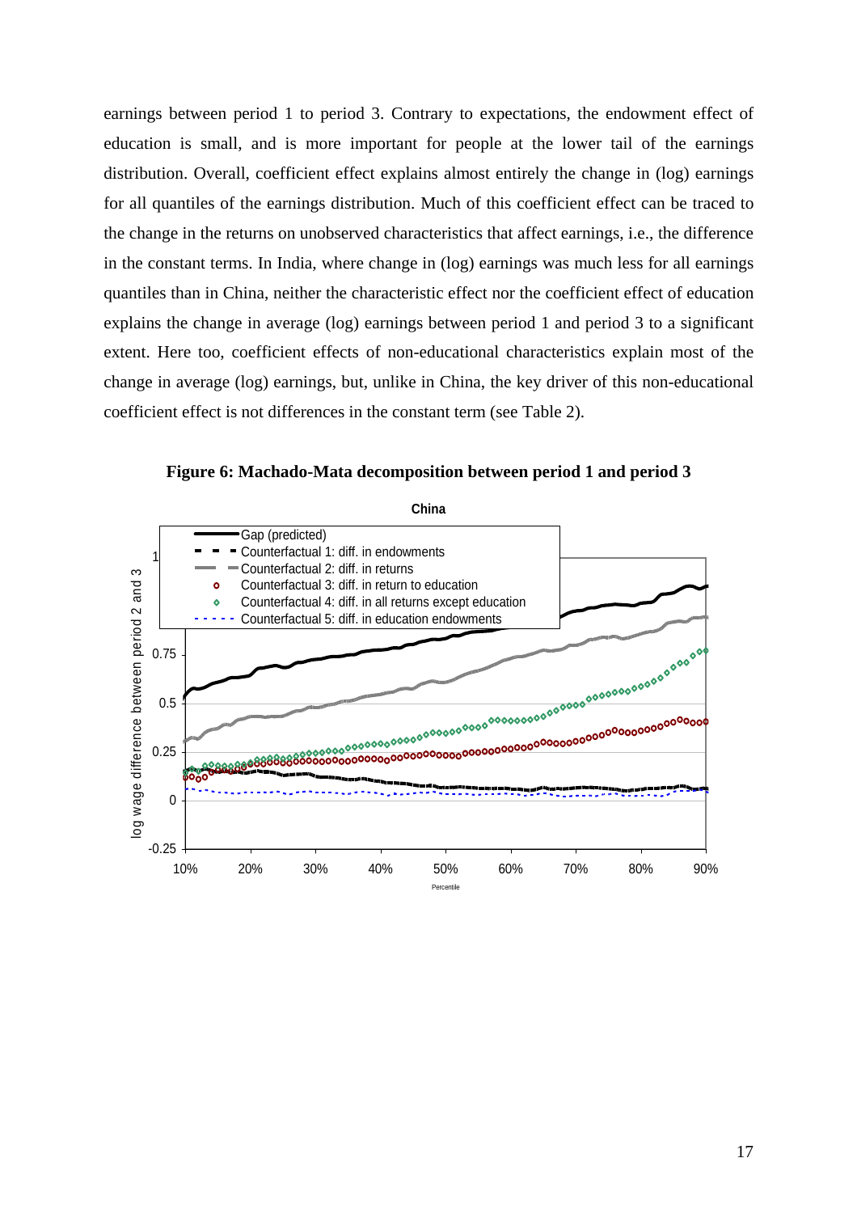earnings between period 1 to period 3. Contrary to expectations, the endowment effect of education is small, and is more important for people at the lower tail of the earnings distribution. Overall, coefficient effect explains almost entirely the change in (log) earnings for all quantiles of the earnings distribution. Much of this coefficient effect can be traced to the change in the returns on unobserved characteristics that affect earnings, i.e., the difference in the constant terms. In India, where change in (log) earnings was much less for all earnings quantiles than in China, neither the characteristic effect nor the coefficient effect of education explains the change in average (log) earnings between period 1 and period 3 to a significant extent. Here too, coefficient effects of non-educational characteristics explain most of the change in average (log) earnings, but, unlike in China, the key driver of this non-educational coefficient effect is not differences in the constant term (see Table 2).

**Figure 6: Machado-Mata decomposition between period 1 and period 3**

China

Gap (predicted)
Counterfactual 1: diff. in endowments
Counterfactual 2: diff. in returns
Counterfactual 3: diff. in return to education
Counterfactual 4: diff. in all returns except education
Counterfactual 5: diff. in education endowments

log wage difference between period 2 and 3

1, 0.75, 0.5, 0.25, 0, -0.25

10%, 20%, 30%, 40%, 50%, 60%, 70%, 80%, 90%

Percentile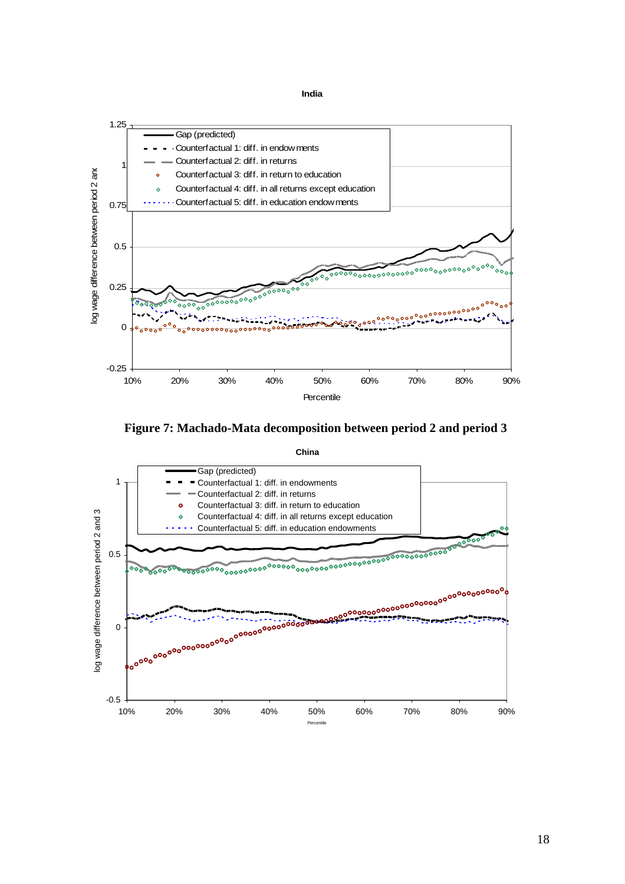India

Gap (predicted)
Counterfactual 1: diff. in endowments
Counterfactual 2: diff. in returns
Counterfactual 3: diff. in return to education
Counterfactual 4: diff. in all returns except education
Counterfactual 5: diff. in education endowments

log wage difference between period 2 and

Percentile

**Figure 7: Machado-Mata decomposition between period 2 and period 3**

China

Gap (predicted)
Counterfactual 1: diff. in endowments
Counterfactual 2: diff. in returns
Counterfactual 3: diff. in return to education
Counterfactual 4: diff. in all returns except education
Counterfactual 5: diff. in education endowments

log wage difference between period 2 and 3

Percentile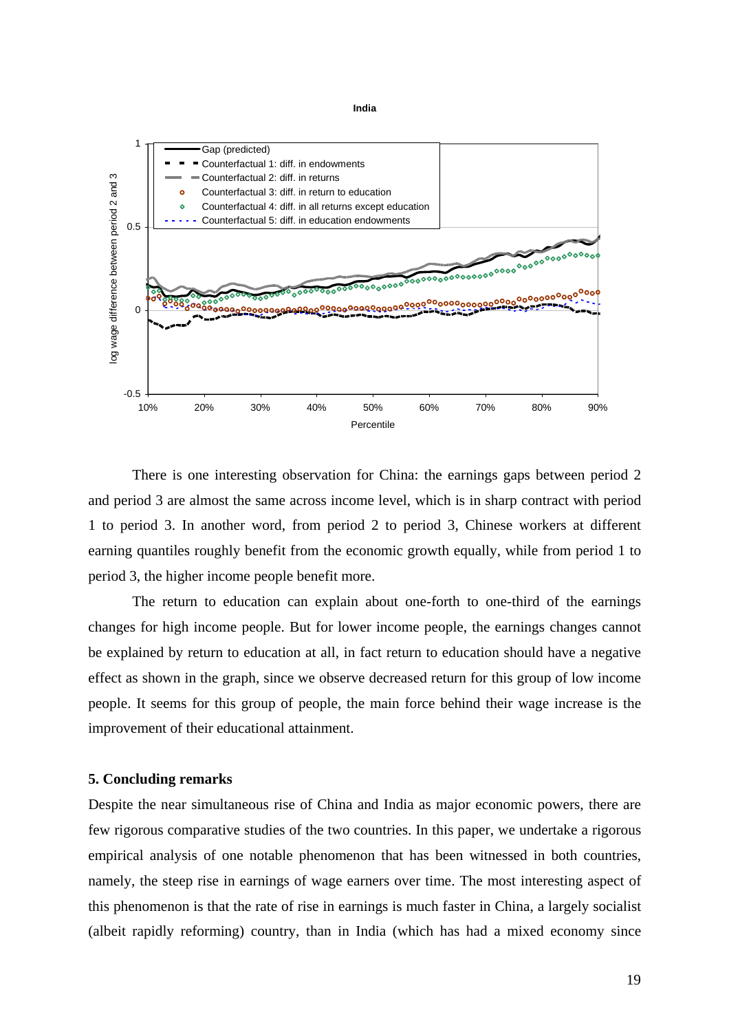There is one interesting observation for China: the earnings gaps between period 2 and period 3 are almost the same across income level, which is in sharp contract with period 1 to period 3. In another word, from period 2 to period 3, Chinese workers at different earning quantiles roughly benefit from the economic growth equally, while from period 1 to period 3, the higher income people benefit more.

The return to education can explain about one-forth to one-third of the earnings changes for high income people. But for lower income people, the earnings changes cannot be explained by return to education at all, in fact return to education should have a negative effect as shown in the graph, since we observe decreased return for this group of low income people. It seems for this group of people, the main force behind their wage increase is the improvement of their educational attainment.

## 5. Concluding remarks

Despite the near simultaneous rise of China and India as major economic powers, there are few rigorous comparative studies of the two countries. In this paper, we undertake a rigorous empirical analysis of one notable phenomenon that has been witnessed in both countries, namely, the steep rise in earnings of wage earners over time. The most interesting aspect of this phenomenon is that the rate of rise in earnings is much faster in China, a largely socialist (albeit rapidly reforming) country, than in India (which has had a mixed economy since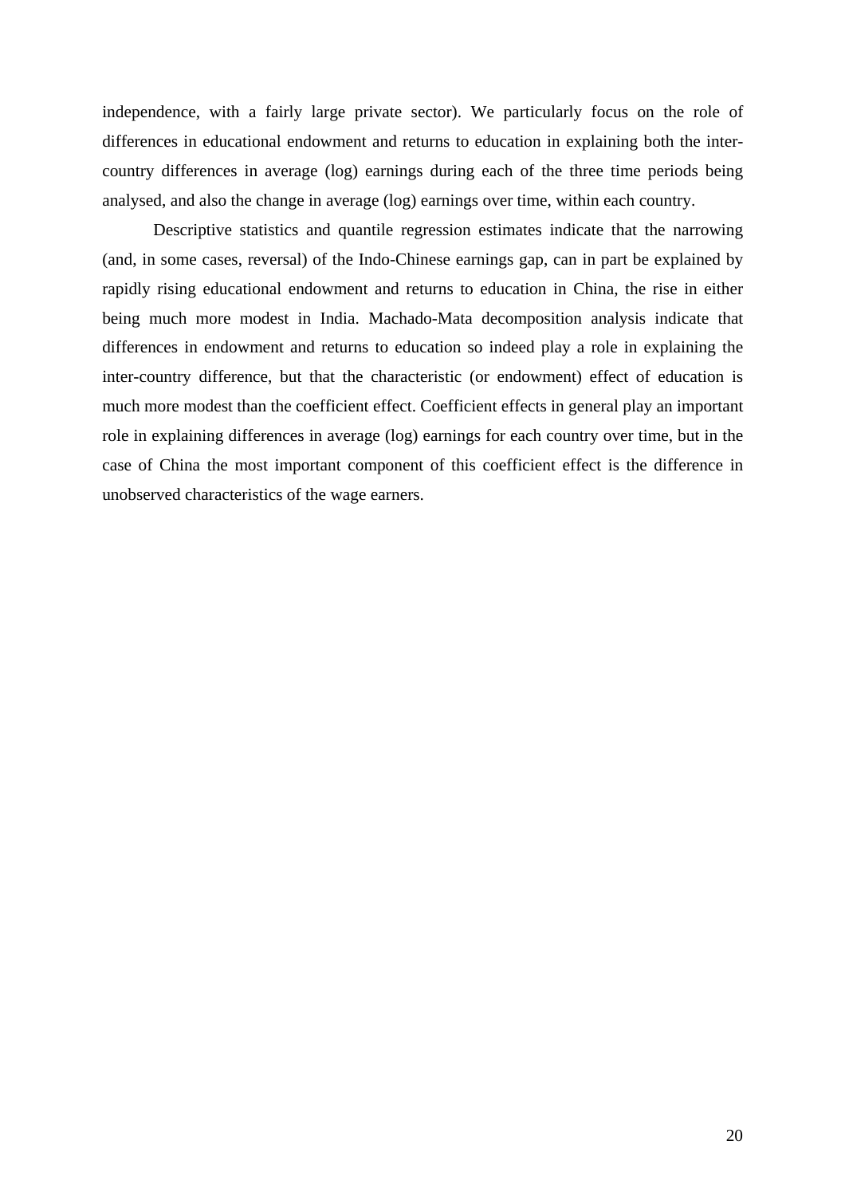independence, with a fairly large private sector). We particularly focus on the role of differences in educational endowment and returns to education in explaining both the inter-country differences in average (log) earnings during each of the three time periods being analysed, and also the change in average (log) earnings over time, within each country.

Descriptive statistics and quantile regression estimates indicate that the narrowing (and, in some cases, reversal) of the Indo-Chinese earnings gap, can in part be explained by rapidly rising educational endowment and returns to education in China, the rise in either being much more modest in India. Machado-Mata decomposition analysis indicate that differences in endowment and returns to education so indeed play a role in explaining the inter-country difference, but that the characteristic (or endowment) effect of education is much more modest than the coefficient effect. Coefficient effects in general play an important role in explaining differences in average (log) earnings for each country over time, but in the case of China the most important component of this coefficient effect is the difference in unobserved characteristics of the wage earners.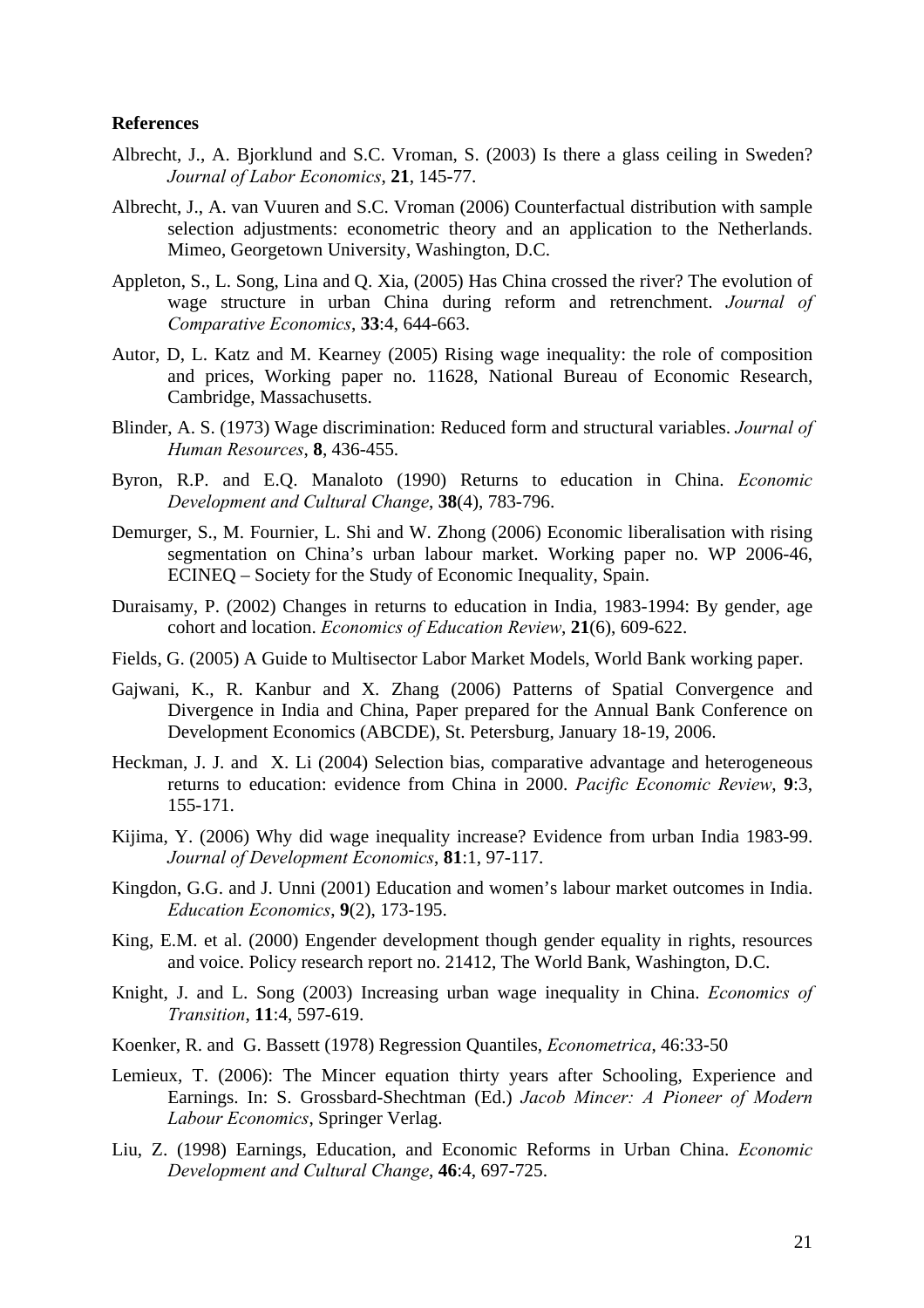**References**

Albrecht, J., A. Bjorklund and S.C. Vroman, S. (2003) Is there a glass ceiling in Sweden? *Journal of Labor Economics*, **21**, 145-77.

Albrecht, J., A. van Vuuren and S.C. Vroman (2006) Counterfactual distribution with sample selection adjustments: econometric theory and an application to the Netherlands. Mimeo, Georgetown University, Washington, D.C.

Appleton, S., L. Song, Lina and Q. Xia, (2005) Has China crossed the river? The evolution of wage structure in urban China during reform and retrenchment. *Journal of Comparative Economics*, **33**:4, 644-663.

Autor, D, L. Katz and M. Kearney (2005) Rising wage inequality: the role of composition and prices, Working paper no. 11628, National Bureau of Economic Research, Cambridge, Massachusetts.

Blinder, A. S. (1973) Wage discrimination: Reduced form and structural variables. *Journal of Human Resources*, **8**, 436-455.

Byron, R.P. and E.Q. Manaloto (1990) Returns to education in China. *Economic Development and Cultural Change*, **38**(4), 783-796.

Demurger, S., M. Fournier, L. Shi and W. Zhong (2006) Economic liberalisation with rising segmentation on China's urban labour market. Working paper no. WP 2006-46, ECINEQ – Society for the Study of Economic Inequality, Spain.

Duraisamy, P. (2002) Changes in returns to education in India, 1983-1994: By gender, age cohort and location. *Economics of Education Review*, **21**(6), 609-622.

Fields, G. (2005) A Guide to Multisector Labor Market Models, World Bank working paper.

Gajwani, K., R. Kanbur and X. Zhang (2006) Patterns of Spatial Convergence and Divergence in India and China, Paper prepared for the Annual Bank Conference on Development Economics (ABCDE), St. Petersburg, January 18-19, 2006.

Heckman, J. J. and X. Li (2004) Selection bias, comparative advantage and heterogeneous returns to education: evidence from China in 2000. *Pacific Economic Review*, **9**:3, 155-171.

Kijima, Y. (2006) Why did wage inequality increase? Evidence from urban India 1983-99. *Journal of Development Economics*, **81**:1, 97-117.

Kingdon, G.G. and J. Unni (2001) Education and women's labour market outcomes in India. *Education Economics*, **9**(2), 173-195.

King, E.M. et al. (2000) Engender development though gender equality in rights, resources and voice. Policy research report no. 21412, The World Bank, Washington, D.C.

Knight, J. and L. Song (2003) Increasing urban wage inequality in China. *Economics of Transition*, **11**:4, 597-619.

Koenker, R. and G. Bassett (1978) Regression Quantiles, *Econometrica*, 46:33-50

Lemieux, T. (2006): The Mincer equation thirty years after Schooling, Experience and Earnings. In: S. Grossbard-Shechtman (Ed.) *Jacob Mincer: A Pioneer of Modern Labour Economics*, Springer Verlag.

Liu, Z. (1998) Earnings, Education, and Economic Reforms in Urban China. *Economic Development and Cultural Change*, **46**:4, 697-725.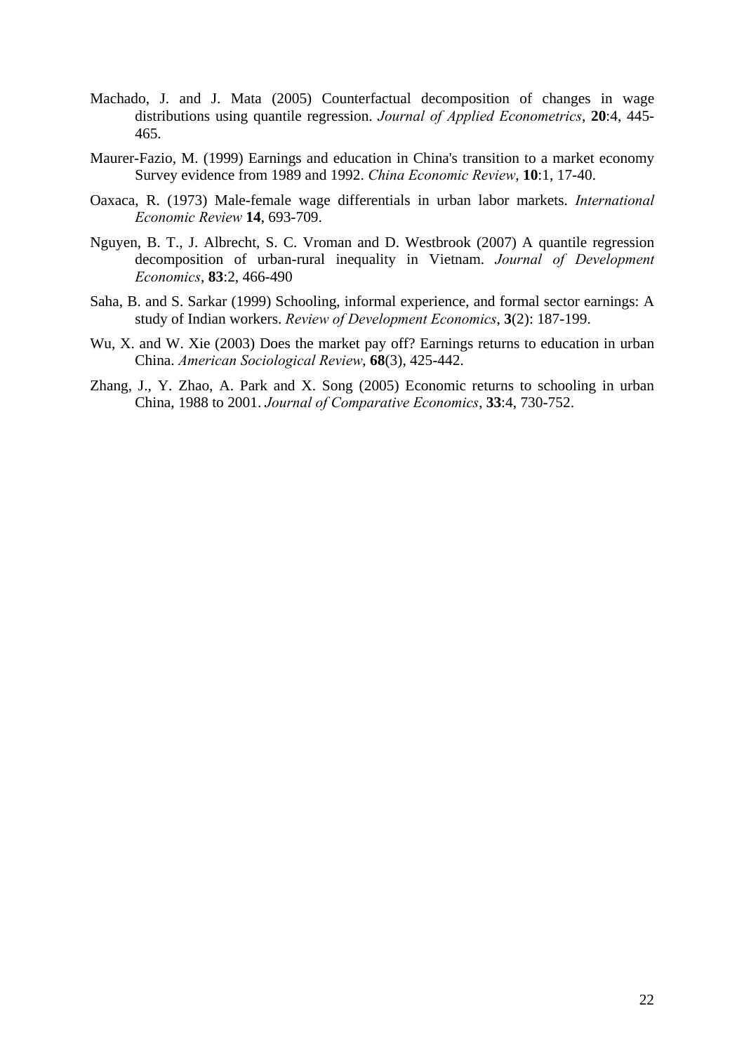Machado, J. and J. Mata (2005) Counterfactual decomposition of changes in wage distributions using quantile regression. *Journal of Applied Econometrics*, **20**:4, 445-465.

Maurer-Fazio, M. (1999) Earnings and education in China's transition to a market economy Survey evidence from 1989 and 1992. *China Economic Review*, **10**:1, 17-40.

Oaxaca, R. (1973) Male-female wage differentials in urban labor markets. *International Economic Review* **14**, 693-709.

Nguyen, B. T., J. Albrecht, S. C. Vroman and D. Westbrook (2007) A quantile regression decomposition of urban-rural inequality in Vietnam. *Journal of Development Economics*, **83**:2, 466-490

Saha, B. and S. Sarkar (1999) Schooling, informal experience, and formal sector earnings: A study of Indian workers. *Review of Development Economics*, **3**(2): 187-199.

Wu, X. and W. Xie (2003) Does the market pay off? Earnings returns to education in urban China. *American Sociological Review*, **68**(3), 425-442.

Zhang, J., Y. Zhao, A. Park and X. Song (2005) Economic returns to schooling in urban China, 1988 to 2001. *Journal of Comparative Economics*, **33**:4, 730-752.